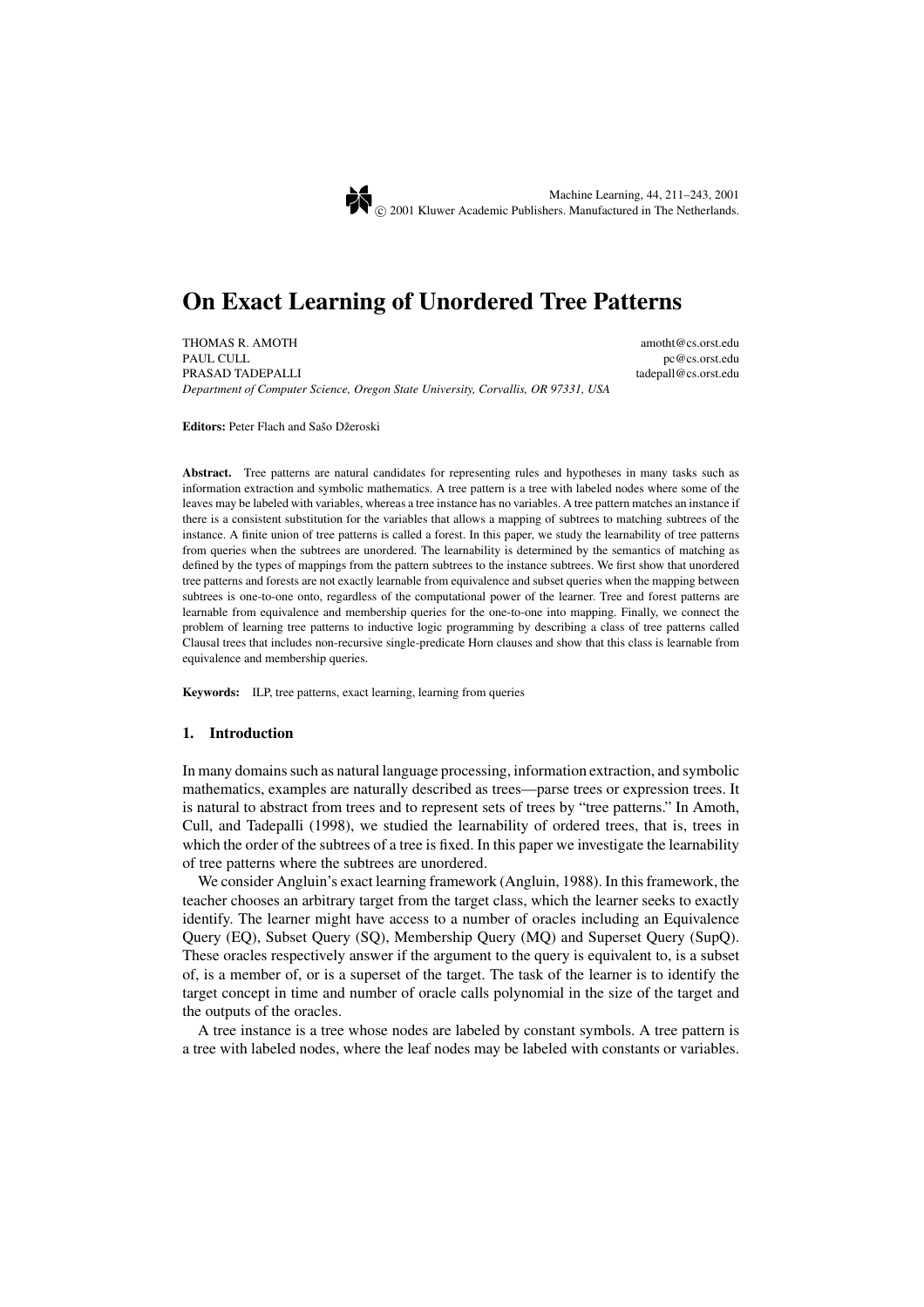# On Exact Learning of Unordered Tree Patterns

THOMAS R. AMOTH amotht@cs.orst.edu
PAUL CULL pc@cs.orst.edu
PRASAD TADEPALLI tadepall@cs.orst.edu

*Department of Computer Science, Oregon State University, Corvallis, OR 97331, USA*

**Editors:** Peter Flach and Sašo Džeroski

**Abstract.** Tree patterns are natural candidates for representing rules and hypotheses in many tasks such as information extraction and symbolic mathematics. A tree pattern is a tree with labeled nodes where some of the leaves may be labeled with variables, whereas a tree instance has no variables. A tree pattern matches an instance if there is a consistent substitution for the variables that allows a mapping of subtrees to matching subtrees of the instance. A finite union of tree patterns is called a forest. In this paper, we study the learnability of tree patterns from queries when the subtrees are unordered. The learnability is determined by the semantics of matching as defined by the types of mappings from the pattern subtrees to the instance subtrees. We first show that unordered tree patterns and forests are not exactly learnable from equivalence and subset queries when the mapping between subtrees is one-to-one onto, regardless of the computational power of the learner. Tree and forest patterns are learnable from equivalence and membership queries for the one-to-one into mapping. Finally, we connect the problem of learning tree patterns to inductive logic programming by describing a class of tree patterns called Clausal trees that includes non-recursive single-predicate Horn clauses and show that this class is learnable from equivalence and membership queries.

**Keywords:** ILP, tree patterns, exact learning, learning from queries

## 1. Introduction

In many domains such as natural language processing, information extraction, and symbolic mathematics, examples are naturally described as trees—parse trees or expression trees. It is natural to abstract from trees and to represent sets of trees by "tree patterns." In Amoth, Cull, and Tadepalli (1998), we studied the learnability of ordered trees, that is, trees in which the order of the subtrees of a tree is fixed. In this paper we investigate the learnability of tree patterns where the subtrees are unordered.

We consider Angluin's exact learning framework (Angluin, 1988). In this framework, the teacher chooses an arbitrary target from the target class, which the learner seeks to exactly identify. The learner might have access to a number of oracles including an Equivalence Query (EQ), Subset Query (SQ), Membership Query (MQ) and Superset Query (SupQ). These oracles respectively answer if the argument to the query is equivalent to, is a subset of, is a member of, or is a superset of the target. The task of the learner is to identify the target concept in time and number of oracle calls polynomial in the size of the target and the outputs of the oracles.

A tree instance is a tree whose nodes are labeled by constant symbols. A tree pattern is a tree with labeled nodes, where the leaf nodes may be labeled with constants or variables.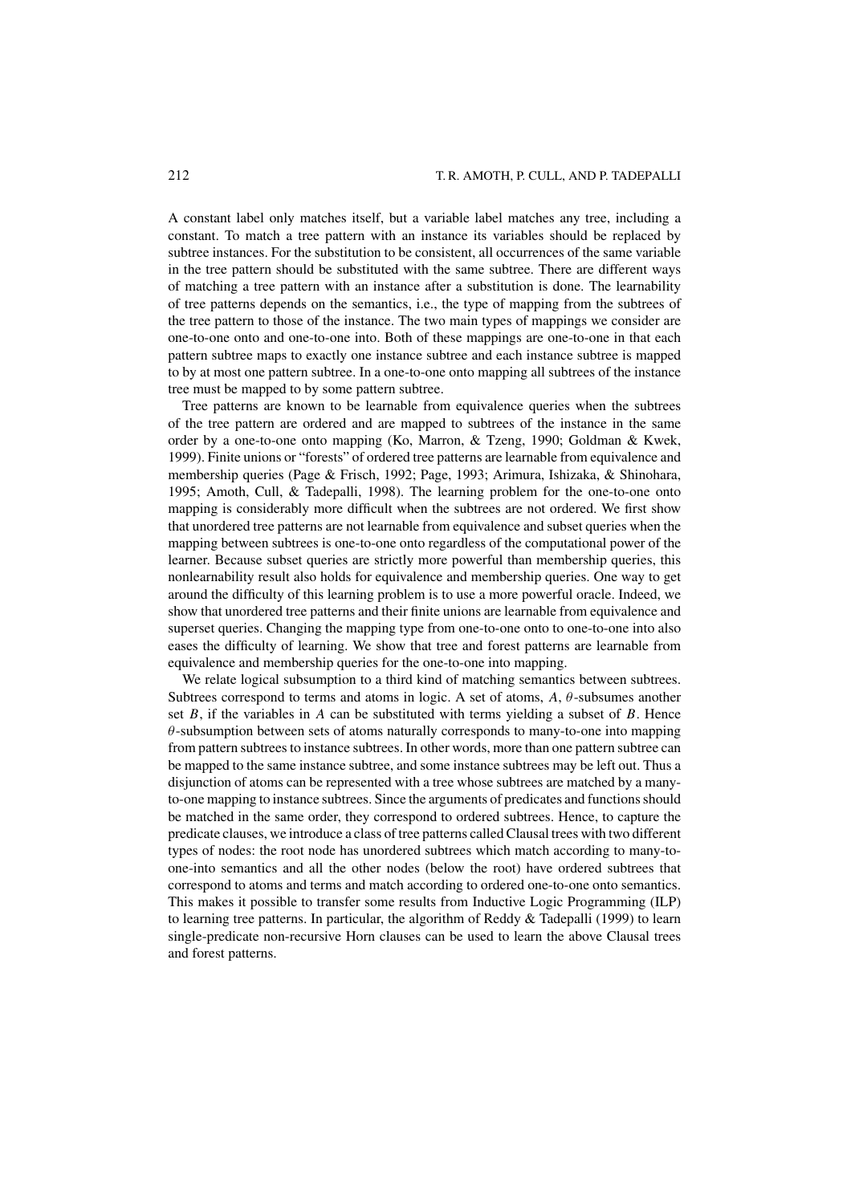A constant label only matches itself, but a variable label matches any tree, including a constant. To match a tree pattern with an instance its variables should be replaced by subtree instances. For the substitution to be consistent, all occurrences of the same variable in the tree pattern should be substituted with the same subtree. There are different ways of matching a tree pattern with an instance after a substitution is done. The learnability of tree patterns depends on the semantics, i.e., the type of mapping from the subtrees of the tree pattern to those of the instance. The two main types of mappings we consider are one-to-one onto and one-to-one into. Both of these mappings are one-to-one in that each pattern subtree maps to exactly one instance subtree and each instance subtree is mapped to by at most one pattern subtree. In a one-to-one onto mapping all subtrees of the instance tree must be mapped to by some pattern subtree.

Tree patterns are known to be learnable from equivalence queries when the subtrees of the tree pattern are ordered and are mapped to subtrees of the instance in the same order by a one-to-one onto mapping (Ko, Marron, & Tzeng, 1990; Goldman & Kwek, 1999). Finite unions or "forests" of ordered tree patterns are learnable from equivalence and membership queries (Page & Frisch, 1992; Page, 1993; Arimura, Ishizaka, & Shinohara, 1995; Amoth, Cull, & Tadepalli, 1998). The learning problem for the one-to-one onto mapping is considerably more difficult when the subtrees are not ordered. We first show that unordered tree patterns are not learnable from equivalence and subset queries when the mapping between subtrees is one-to-one onto regardless of the computational power of the learner. Because subset queries are strictly more powerful than membership queries, this nonlearnability result also holds for equivalence and membership queries. One way to get around the difficulty of this learning problem is to use a more powerful oracle. Indeed, we show that unordered tree patterns and their finite unions are learnable from equivalence and superset queries. Changing the mapping type from one-to-one onto to one-to-one into also eases the difficulty of learning. We show that tree and forest patterns are learnable from equivalence and membership queries for the one-to-one into mapping.

We relate logical subsumption to a third kind of matching semantics between subtrees. Subtrees correspond to terms and atoms in logic. A set of atoms, $A$, $\theta$-subsumes another set $B$, if the variables in $A$ can be substituted with terms yielding a subset of $B$. Hence $\theta$-subsumption between sets of atoms naturally corresponds to many-to-one into mapping from pattern subtrees to instance subtrees. In other words, more than one pattern subtree can be mapped to the same instance subtree, and some instance subtrees may be left out. Thus a disjunction of atoms can be represented with a tree whose subtrees are matched by a many-to-one mapping to instance subtrees. Since the arguments of predicates and functions should be matched in the same order, they correspond to ordered subtrees. Hence, to capture the predicate clauses, we introduce a class of tree patterns called Clausal trees with two different types of nodes: the root node has unordered subtrees which match according to many-to-one-into semantics and all the other nodes (below the root) have ordered subtrees that correspond to atoms and terms and match according to ordered one-to-one onto semantics. This makes it possible to transfer some results from Inductive Logic Programming (ILP) to learning tree patterns. In particular, the algorithm of Reddy & Tadepalli (1999) to learn single-predicate non-recursive Horn clauses can be used to learn the above Clausal trees and forest patterns.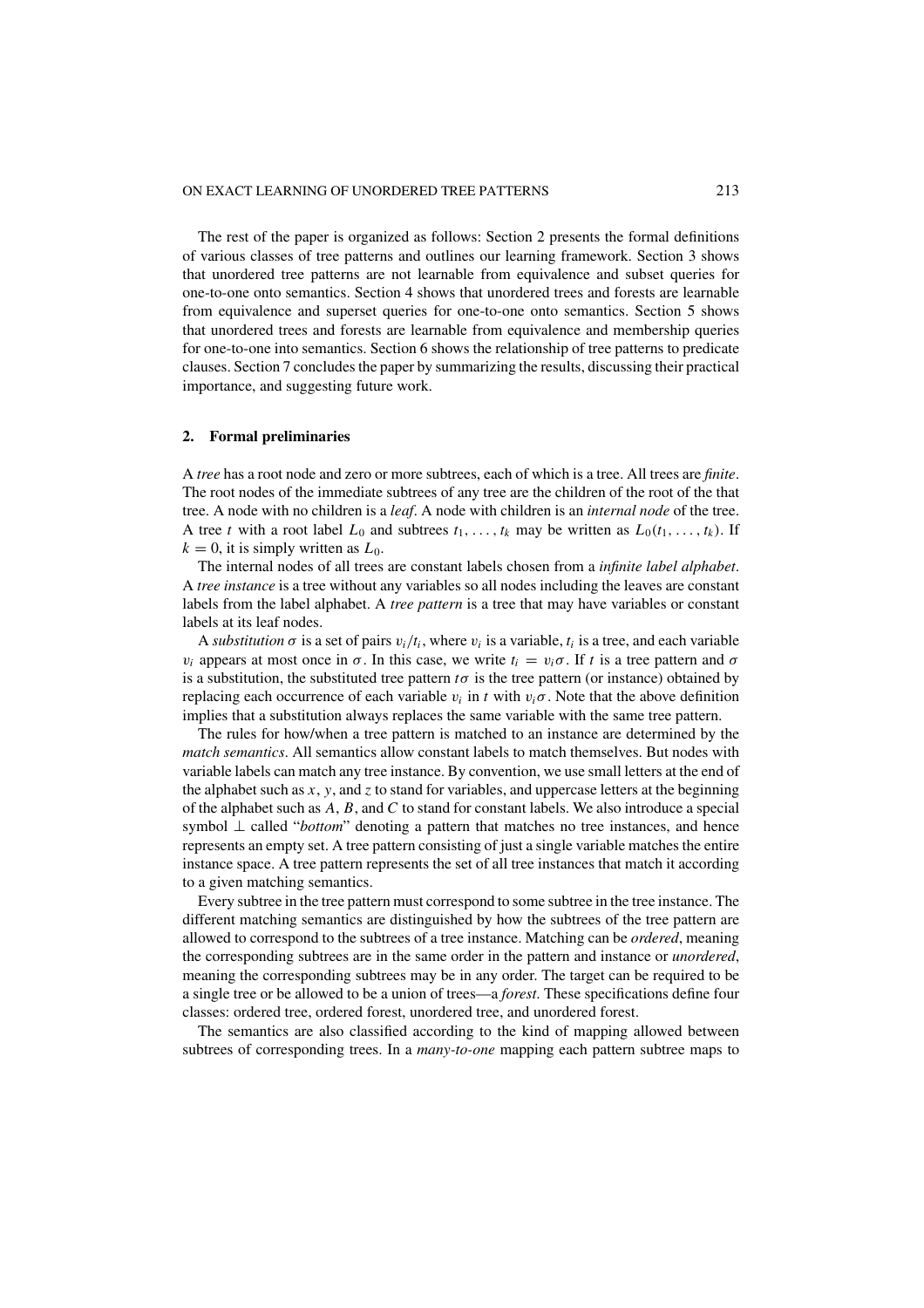The rest of the paper is organized as follows: Section 2 presents the formal definitions of various classes of tree patterns and outlines our learning framework. Section 3 shows that unordered tree patterns are not learnable from equivalence and subset queries for one-to-one onto semantics. Section 4 shows that unordered trees and forests are learnable from equivalence and superset queries for one-to-one onto semantics. Section 5 shows that unordered trees and forests are learnable from equivalence and membership queries for one-to-one into semantics. Section 6 shows the relationship of tree patterns to predicate clauses. Section 7 concludes the paper by summarizing the results, discussing their practical importance, and suggesting future work.

## 2. Formal preliminaries

A *tree* has a root node and zero or more subtrees, each of which is a tree. All trees are *finite*. The root nodes of the immediate subtrees of any tree are the children of the root of the that tree. A node with no children is a *leaf*. A node with children is an *internal node* of the tree. A tree $t$ with a root label $L_0$ and subtrees $t_1, \ldots, t_k$ may be written as $L_0(t_1, \ldots, t_k)$. If $k = 0$, it is simply written as $L_0$.

The internal nodes of all trees are constant labels chosen from a *infinite label alphabet*. A *tree instance* is a tree without any variables so all nodes including the leaves are constant labels from the label alphabet. A *tree pattern* is a tree that may have variables or constant labels at its leaf nodes.

A *substitution* $\sigma$ is a set of pairs $v_i/t_i$, where $v_i$ is a variable, $t_i$ is a tree, and each variable $v_i$ appears at most once in $\sigma$. In this case, we write $t_i = v_i\sigma$. If $t$ is a tree pattern and $\sigma$ is a substitution, the substituted tree pattern $t\sigma$ is the tree pattern (or instance) obtained by replacing each occurrence of each variable $v_i$ in $t$ with $v_i\sigma$. Note that the above definition implies that a substitution always replaces the same variable with the same tree pattern.

The rules for how/when a tree pattern is matched to an instance are determined by the *match semantics*. All semantics allow constant labels to match themselves. But nodes with variable labels can match any tree instance. By convention, we use small letters at the end of the alphabet such as $x$, $y$, and $z$ to stand for variables, and uppercase letters at the beginning of the alphabet such as $A$, $B$, and $C$ to stand for constant labels. We also introduce a special symbol $\perp$ called "*bottom*" denoting a pattern that matches no tree instances, and hence represents an empty set. A tree pattern consisting of just a single variable matches the entire instance space. A tree pattern represents the set of all tree instances that match it according to a given matching semantics.

Every subtree in the tree pattern must correspond to some subtree in the tree instance. The different matching semantics are distinguished by how the subtrees of the tree pattern are allowed to correspond to the subtrees of a tree instance. Matching can be *ordered*, meaning the corresponding subtrees are in the same order in the pattern and instance or *unordered*, meaning the corresponding subtrees may be in any order. The target can be required to be a single tree or be allowed to be a union of trees—a *forest*. These specifications define four classes: ordered tree, ordered forest, unordered tree, and unordered forest.

The semantics are also classified according to the kind of mapping allowed between subtrees of corresponding trees. In a *many-to-one* mapping each pattern subtree maps to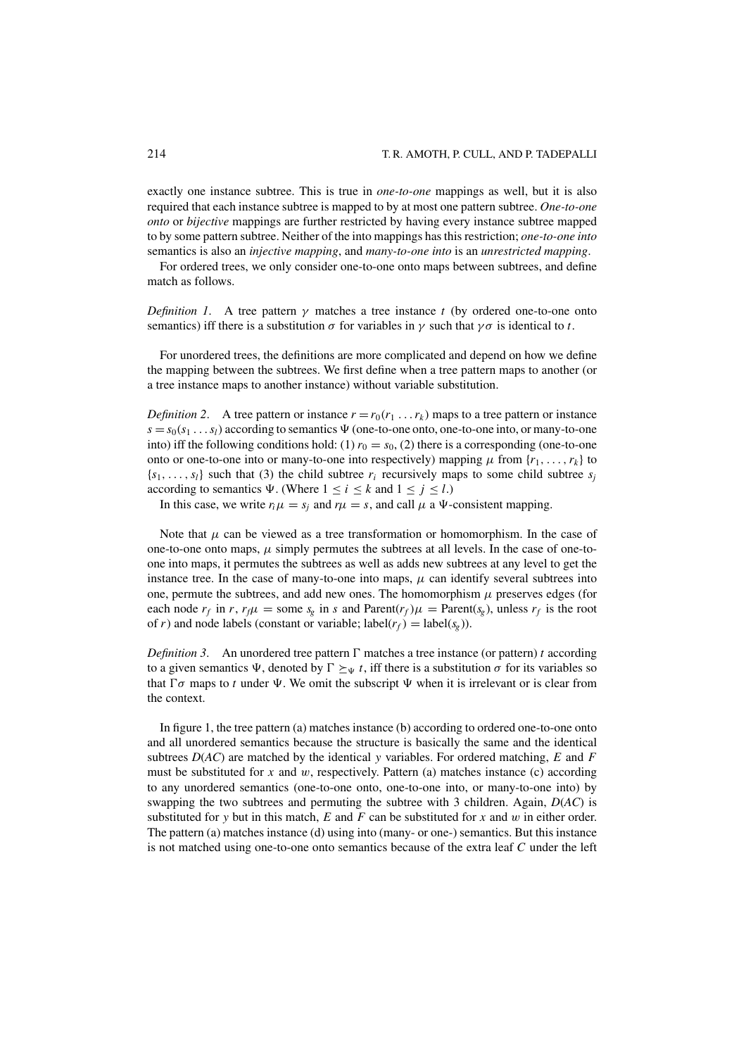exactly one instance subtree. This is true in *one-to-one* mappings as well, but it is also required that each instance subtree is mapped to by at most one pattern subtree. *One-to-one onto* or *bijective* mappings are further restricted by having every instance subtree mapped to by some pattern subtree. Neither of the into mappings has this restriction; *one-to-one into* semantics is also an *injective mapping*, and *many-to-one into* is an *unrestricted mapping*.

For ordered trees, we only consider one-to-one onto maps between subtrees, and define match as follows.

*Definition 1*. A tree pattern $\gamma$ matches a tree instance $t$ (by ordered one-to-one onto semantics) iff there is a substitution $\sigma$ for variables in $\gamma$ such that $\gamma\sigma$ is identical to $t$.

For unordered trees, the definitions are more complicated and depend on how we define the mapping between the subtrees. We first define when a tree pattern maps to another (or a tree instance maps to another instance) without variable substitution.

*Definition 2*. A tree pattern or instance $r = r_0(r_1 \ldots r_k)$ maps to a tree pattern or instance $s = s_0(s_1 \ldots s_l)$ according to semantics $\Psi$ (one-to-one onto, one-to-one into, or many-to-one into) iff the following conditions hold: (1) $r_0 = s_0$, (2) there is a corresponding (one-to-one onto or one-to-one into or many-to-one into respectively) mapping $\mu$ from $\{r_1, \ldots, r_k\}$ to $\{s_1, \ldots, s_l\}$ such that (3) the child subtree $r_i$ recursively maps to some child subtree $s_j$ according to semantics $\Psi$. (Where $1 \leq i \leq k$ and $1 \leq j \leq l$.)

In this case, we write $r_i\mu = s_j$ and $r\mu = s$, and call $\mu$ a $\Psi$-consistent mapping.

Note that $\mu$ can be viewed as a tree transformation or homomorphism. In the case of one-to-one onto maps, $\mu$ simply permutes the subtrees at all levels. In the case of one-to-one into maps, it permutes the subtrees as well as adds new subtrees at any level to get the instance tree. In the case of many-to-one into maps, $\mu$ can identify several subtrees into one, permute the subtrees, and add new ones. The homomorphism $\mu$ preserves edges (for each node $r_f$ in $r$, $r_f\mu$ = some $s_g$ in $s$ and $\text{Parent}(r_f)\mu = \text{Parent}(s_g)$, unless $r_f$ is the root of $r$) and node labels (constant or variable; $\text{label}(r_f) = \text{label}(s_g)$).

*Definition 3*. An unordered tree pattern $\Gamma$ matches a tree instance (or pattern) $t$ according to a given semantics $\Psi$, denoted by $\Gamma \succeq_\Psi t$, iff there is a substitution $\sigma$ for its variables so that $\Gamma\sigma$ maps to $t$ under $\Psi$. We omit the subscript $\Psi$ when it is irrelevant or is clear from the context.

In figure 1, the tree pattern (a) matches instance (b) according to ordered one-to-one onto and all unordered semantics because the structure is basically the same and the identical subtrees $D(AC)$ are matched by the identical $y$ variables. For ordered matching, $E$ and $F$ must be substituted for $x$ and $w$, respectively. Pattern (a) matches instance (c) according to any unordered semantics (one-to-one onto, one-to-one into, or many-to-one into) by swapping the two subtrees and permuting the subtree with 3 children. Again, $D(AC)$ is substituted for $y$ but in this match, $E$ and $F$ can be substituted for $x$ and $w$ in either order. The pattern (a) matches instance (d) using into (many- or one-) semantics. But this instance is not matched using one-to-one onto semantics because of the extra leaf $C$ under the left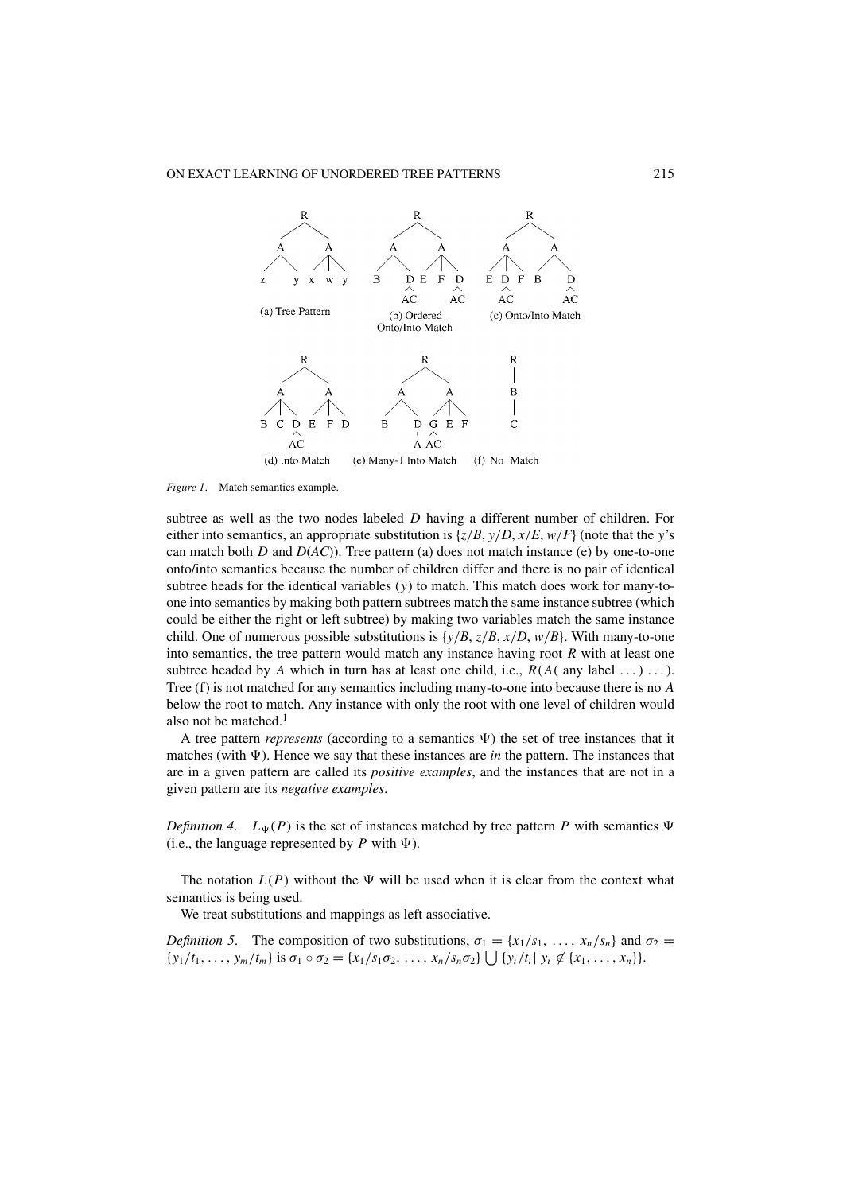*Figure 1*. Match semantics example.

subtree as well as the two nodes labeled $D$ having a different number of children. For either into semantics, an appropriate substitution is $\{z/B, y/D, x/E, w/F\}$ (note that the $y$'s can match both $D$ and $D(AC)$). Tree pattern (a) does not match instance (e) by one-to-one onto/into semantics because the number of children differ and there is no pair of identical subtree heads for the identical variables ($y$) to match. This match does work for many-to-one into semantics by making both pattern subtrees match the same instance subtree (which could be either the right or left subtree) by making two variables match the same instance child. One of numerous possible substitutions is $\{y/B, z/B, x/D, w/B\}$. With many-to-one into semantics, the tree pattern would match any instance having root $R$ with at least one subtree headed by $A$ which in turn has at least one child, i.e., $R(A(\text{ any label } \dots) \dots)$. Tree (f) is not matched for any semantics including many-to-one into because there is no $A$ below the root to match. Any instance with only the root with one level of children would also not be matched.[1]

A tree pattern *represents* (according to a semantics $\Psi$) the set of tree instances that it matches (with $\Psi$). Hence we say that these instances are *in* the pattern. The instances that are in a given pattern are called its *positive examples*, and the instances that are not in a given pattern are its *negative examples*.

*Definition 4*. $L_\Psi(P)$ is the set of instances matched by tree pattern $P$ with semantics $\Psi$ (i.e., the language represented by $P$ with $\Psi$).

The notation $L(P)$ without the $\Psi$ will be used when it is clear from the context what semantics is being used.

We treat substitutions and mappings as left associative.

*Definition 5*. The composition of two substitutions, $\sigma_1 = \{x_1/s_1, \dots, x_n/s_n\}$ and $\sigma_2 = \{y_1/t_1, \dots, y_m/t_m\}$ is $\sigma_1 \circ \sigma_2 = \{x_1/s_1\sigma_2, \dots, x_n/s_n\sigma_2\} \bigcup \{y_i/t_i \mid y_i \notin \{x_1, \dots, x_n\}\}$.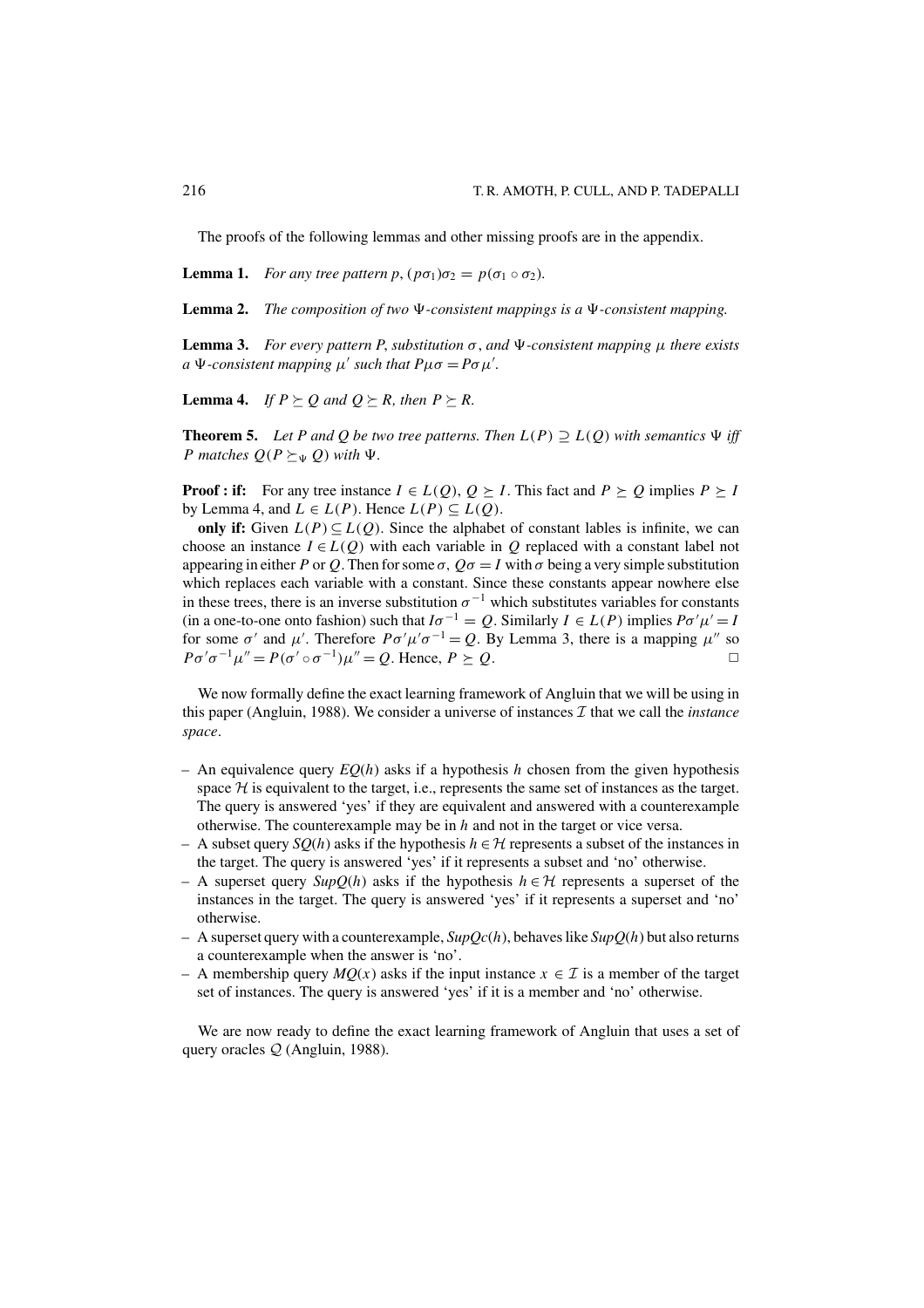The proofs of the following lemmas and other missing proofs are in the appendix.

**Lemma 1.** *For any tree pattern* $p$, $(p\sigma_1)\sigma_2 = p(\sigma_1 \circ \sigma_2)$.

**Lemma 2.** *The composition of two* $\Psi$*-consistent mappings is a* $\Psi$*-consistent mapping.*

**Lemma 3.** *For every pattern* $P$*, substitution* $\sigma$*, and* $\Psi$*-consistent mapping* $\mu$ *there exists a* $\Psi$*-consistent mapping* $\mu'$ *such that* $P\mu\sigma = P\sigma\mu'$.

**Lemma 4.** *If* $P \succeq Q$ *and* $Q \succeq R$*, then* $P \succeq R$.

**Theorem 5.** *Let* $P$ *and* $Q$ *be two tree patterns. Then* $L(P) \supseteq L(Q)$ *with semantics* $\Psi$ *iff* $P$ *matches* $Q(P \succeq_\Psi Q)$ *with* $\Psi$.

**Proof : if:** For any tree instance $I \in L(Q)$, $Q \succeq I$. This fact and $P \succeq Q$ implies $P \succeq I$ by Lemma 4, and $L \in L(P)$. Hence $L(P) \subseteq L(Q)$.

**only if:** Given $L(P) \subseteq L(Q)$. Since the alphabet of constant lables is infinite, we can choose an instance $I \in L(Q)$ with each variable in $Q$ replaced with a constant label not appearing in either $P$ or $Q$. Then for some $\sigma$, $Q\sigma = I$ with $\sigma$ being a very simple substitution which replaces each variable with a constant. Since these constants appear nowhere else in these trees, there is an inverse substitution $\sigma^{-1}$ which substitutes variables for constants (in a one-to-one onto fashion) such that $I\sigma^{-1} = Q$. Similarly $I \in L(P)$ implies $P\sigma'\mu' = I$ for some $\sigma'$ and $\mu'$. Therefore $P\sigma'\mu'\sigma^{-1} = Q$. By Lemma 3, there is a mapping $\mu''$ so $P\sigma'\sigma^{-1}\mu'' = P(\sigma' \circ \sigma^{-1})\mu'' = Q$. Hence, $P \succeq Q$. □

We now formally define the exact learning framework of Angluin that we will be using in this paper (Angluin, 1988). We consider a universe of instances $\mathcal{I}$ that we call the *instance space*.

- An equivalence query $EQ(h)$ asks if a hypothesis $h$ chosen from the given hypothesis space $\mathcal{H}$ is equivalent to the target, i.e., represents the same set of instances as the target. The query is answered 'yes' if they are equivalent and answered with a counterexample otherwise. The counterexample may be in $h$ and not in the target or vice versa.
- A subset query $SQ(h)$ asks if the hypothesis $h \in \mathcal{H}$ represents a subset of the instances in the target. The query is answered 'yes' if it represents a subset and 'no' otherwise.
- A superset query $SupQ(h)$ asks if the hypothesis $h \in \mathcal{H}$ represents a superset of the instances in the target. The query is answered 'yes' if it represents a superset and 'no' otherwise.
- A superset query with a counterexample, $SupQc(h)$, behaves like $SupQ(h)$ but also returns a counterexample when the answer is 'no'.
- A membership query $MQ(x)$ asks if the input instance $x \in \mathcal{I}$ is a member of the target set of instances. The query is answered 'yes' if it is a member and 'no' otherwise.

We are now ready to define the exact learning framework of Angluin that uses a set of query oracles $\mathcal{Q}$ (Angluin, 1988).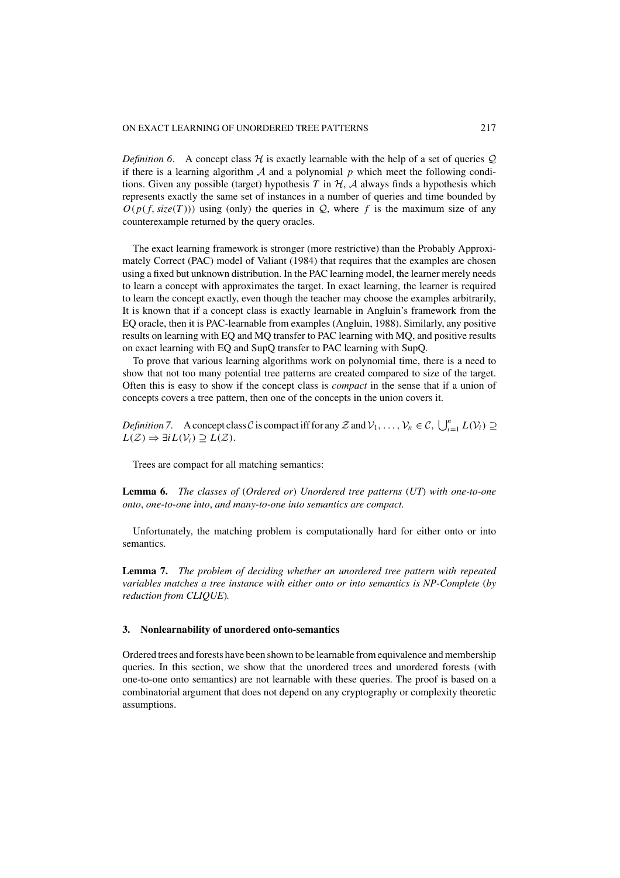*Definition 6*. A concept class $\mathcal{H}$ is exactly learnable with the help of a set of queries $\mathcal{Q}$ if there is a learning algorithm $\mathcal{A}$ and a polynomial $p$ which meet the following conditions. Given any possible (target) hypothesis $T$ in $\mathcal{H}$, $\mathcal{A}$ always finds a hypothesis which represents exactly the same set of instances in a number of queries and time bounded by $O(p(f, size(T)))$ using (only) the queries in $\mathcal{Q}$, where $f$ is the maximum size of any counterexample returned by the query oracles.

The exact learning framework is stronger (more restrictive) than the Probably Approximately Correct (PAC) model of Valiant (1984) that requires that the examples are chosen using a fixed but unknown distribution. In the PAC learning model, the learner merely needs to learn a concept with approximates the target. In exact learning, the learner is required to learn the concept exactly, even though the teacher may choose the examples arbitrarily, It is known that if a concept class is exactly learnable in Angluin's framework from the EQ oracle, then it is PAC-learnable from examples (Angluin, 1988). Similarly, any positive results on learning with EQ and MQ transfer to PAC learning with MQ, and positive results on exact learning with EQ and SupQ transfer to PAC learning with SupQ.

To prove that various learning algorithms work on polynomial time, there is a need to show that not too many potential tree patterns are created compared to size of the target. Often this is easy to show if the concept class is *compact* in the sense that if a union of concepts covers a tree pattern, then one of the concepts in the union covers it.

*Definition 7*. A concept class $\mathcal{C}$ is compact iff for any $\mathcal{Z}$ and $\mathcal{V}_1, \ldots, \mathcal{V}_n \in \mathcal{C}$, $\bigcup_{i=1}^{n} L(\mathcal{V}_i) \supseteq L(\mathcal{Z}) \Rightarrow \exists i\, L(\mathcal{V}_i) \supseteq L(\mathcal{Z})$.

Trees are compact for all matching semantics:

**Lemma 6.** *The classes of* (*Ordered or*) *Unordered tree patterns* (*UT*) *with one-to-one onto*, *one-to-one into*, *and many-to-one into semantics are compact.*

Unfortunately, the matching problem is computationally hard for either onto or into semantics.

**Lemma 7.** *The problem of deciding whether an unordered tree pattern with repeated variables matches a tree instance with either onto or into semantics is NP-Complete* (*by reduction from CLIQUE*)*.*

## 3. Nonlearnability of unordered onto-semantics

Ordered trees and forests have been shown to be learnable from equivalence and membership queries. In this section, we show that the unordered trees and unordered forests (with one-to-one onto semantics) are not learnable with these queries. The proof is based on a combinatorial argument that does not depend on any cryptography or complexity theoretic assumptions.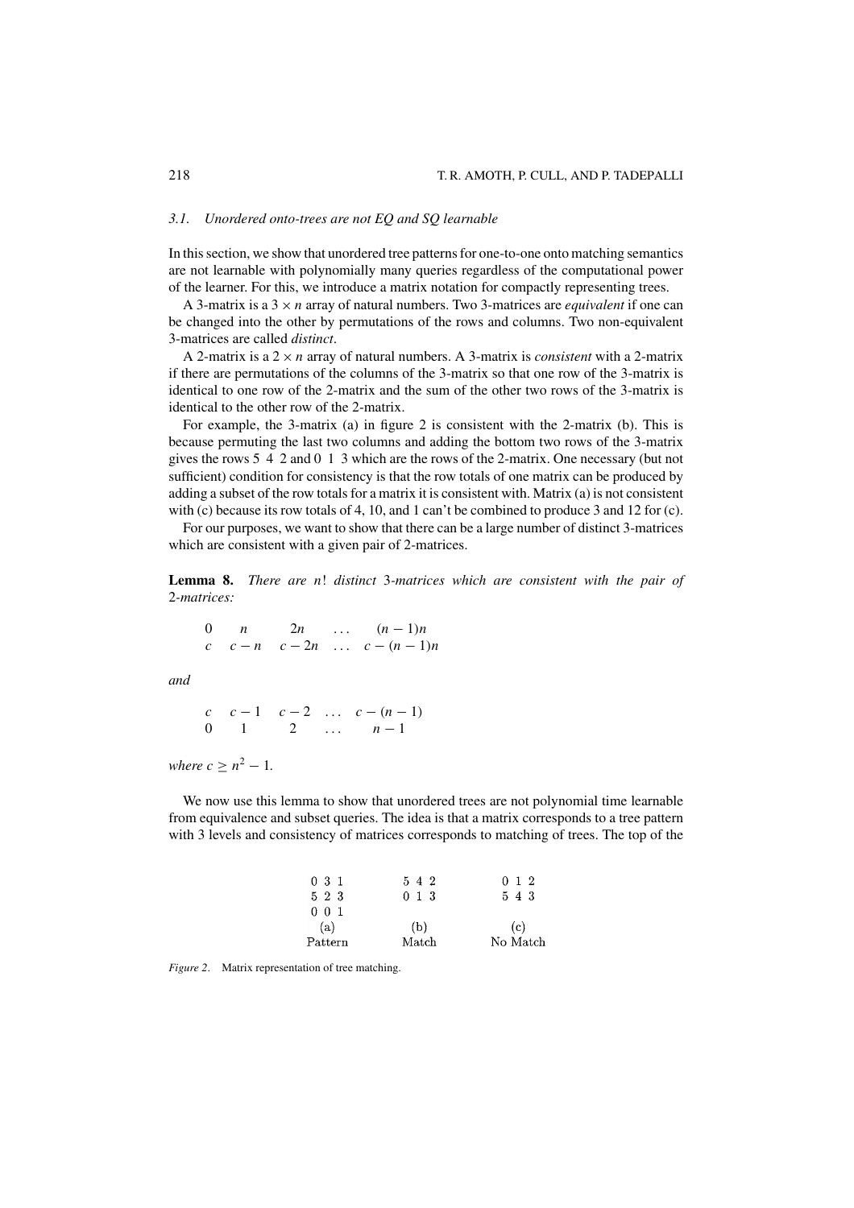### 3.1. Unordered onto-trees are not EQ and SQ learnable

In this section, we show that unordered tree patterns for one-to-one onto matching semantics are not learnable with polynomially many queries regardless of the computational power of the learner. For this, we introduce a matrix notation for compactly representing trees.

A 3-matrix is a $3 \times n$ array of natural numbers. Two 3-matrices are *equivalent* if one can be changed into the other by permutations of the rows and columns. Two non-equivalent 3-matrices are called *distinct*.

A 2-matrix is a $2 \times n$ array of natural numbers. A 3-matrix is *consistent* with a 2-matrix if there are permutations of the columns of the 3-matrix so that one row of the 3-matrix is identical to one row of the 2-matrix and the sum of the other two rows of the 3-matrix is identical to the other row of the 2-matrix.

For example, the 3-matrix (a) in figure 2 is consistent with the 2-matrix (b). This is because permuting the last two columns and adding the bottom two rows of the 3-matrix gives the rows 5 4 2 and 0 1 3 which are the rows of the 2-matrix. One necessary (but not sufficient) condition for consistency is that the row totals of one matrix can be produced by adding a subset of the row totals for a matrix it is consistent with. Matrix (a) is not consistent with (c) because its row totals of 4, 10, and 1 can't be combined to produce 3 and 12 for (c).

For our purposes, we want to show that there can be a large number of distinct 3-matrices which are consistent with a given pair of 2-matrices.

**Lemma 8.** *There are $n!$ distinct 3-matrices which are consistent with the pair of 2-matrices:*

$$\begin{matrix} 0 & n & 2n & \dots & (n-1)n \\ c & c-n & c-2n & \dots & c-(n-1)n \end{matrix}$$

*and*

$$\begin{matrix} c & c-1 & c-2 & \dots & c-(n-1) \\ 0 & 1 & 2 & \dots & n-1 \end{matrix}$$

*where $c \geq n^2 - 1$.*

We now use this lemma to show that unordered trees are not polynomial time learnable from equivalence and subset queries. The idea is that a matrix corresponds to a tree pattern with 3 levels and consistency of matrices corresponds to matching of trees. The top of the

| (a) Pattern | (b) Match | (c) No Match |
|---|---|---|
| 0 3 1 | 5 4 2 | 0 1 2 |
| 5 2 3 | 0 1 3 | 5 4 3 |
| 0 0 1 | | |

*Figure 2*. Matrix representation of tree matching.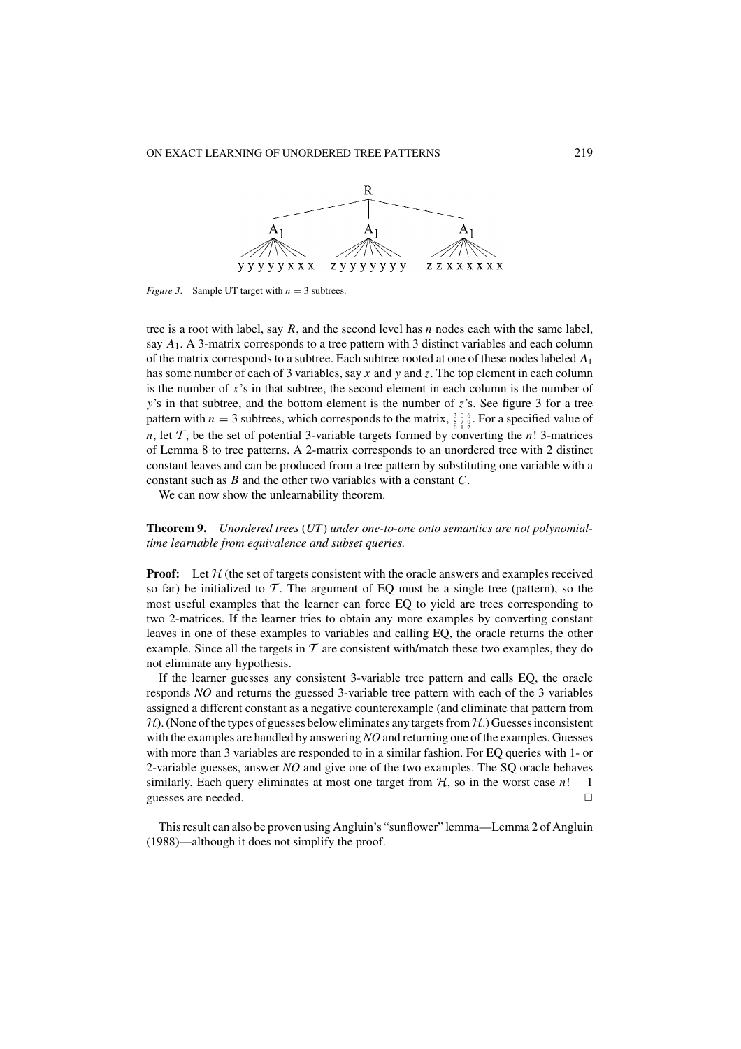R

$A_1$ $A_1$ $A_1$

y y y y y x x x   z y y y y y y y   z z x x x x x x

*Figure 3.* Sample UT target with $n = 3$ subtrees.

tree is a root with label, say $R$, and the second level has $n$ nodes each with the same label, say $A_1$. A 3-matrix corresponds to a tree pattern with 3 distinct variables and each column of the matrix corresponds to a subtree. Each subtree rooted at one of these nodes labeled $A_1$ has some number of each of 3 variables, say $x$ and $y$ and $z$. The top element in each column is the number of $x$'s in that subtree, the second element in each column is the number of $y$'s in that subtree, and the bottom element is the number of $z$'s. See figure 3 for a tree pattern with $n = 3$ subtrees, which corresponds to the matrix, $\begin{smallmatrix} 3 & 0 & 6 \\ 5 & 7 & 0 \\ 0 & 1 & 2 \end{smallmatrix}$. For a specified value of $n$, let $\mathcal{T}$, be the set of potential 3-variable targets formed by converting the $n!$ 3-matrices of Lemma 8 to tree patterns. A 2-matrix corresponds to an unordered tree with 2 distinct constant leaves and can be produced from a tree pattern by substituting one variable with a constant such as $B$ and the other two variables with a constant $C$.

We can now show the unlearnability theorem.

**Theorem 9.** *Unordered trees (UT) under one-to-one onto semantics are not polynomial-time learnable from equivalence and subset queries.*

**Proof:** Let $\mathcal{H}$ (the set of targets consistent with the oracle answers and examples received so far) be initialized to $\mathcal{T}$. The argument of EQ must be a single tree (pattern), so the most useful examples that the learner can force EQ to yield are trees corresponding to two 2-matrices. If the learner tries to obtain any more examples by converting constant leaves in one of these examples to variables and calling EQ, the oracle returns the other example. Since all the targets in $\mathcal{T}$ are consistent with/match these two examples, they do not eliminate any hypothesis.

If the learner guesses any consistent 3-variable tree pattern and calls EQ, the oracle responds *NO* and returns the guessed 3-variable tree pattern with each of the 3 variables assigned a different constant as a negative counterexample (and eliminate that pattern from $\mathcal{H}$). (None of the types of guesses below eliminates any targets from $\mathcal{H}$.) Guesses inconsistent with the examples are handled by answering *NO* and returning one of the examples. Guesses with more than 3 variables are responded to in a similar fashion. For EQ queries with 1- or 2-variable guesses, answer *NO* and give one of the two examples. The SQ oracle behaves similarly. Each query eliminates at most one target from $\mathcal{H}$, so in the worst case $n! - 1$ guesses are needed. □

This result can also be proven using Angluin's "sunflower" lemma—Lemma 2 of Angluin (1988)—although it does not simplify the proof.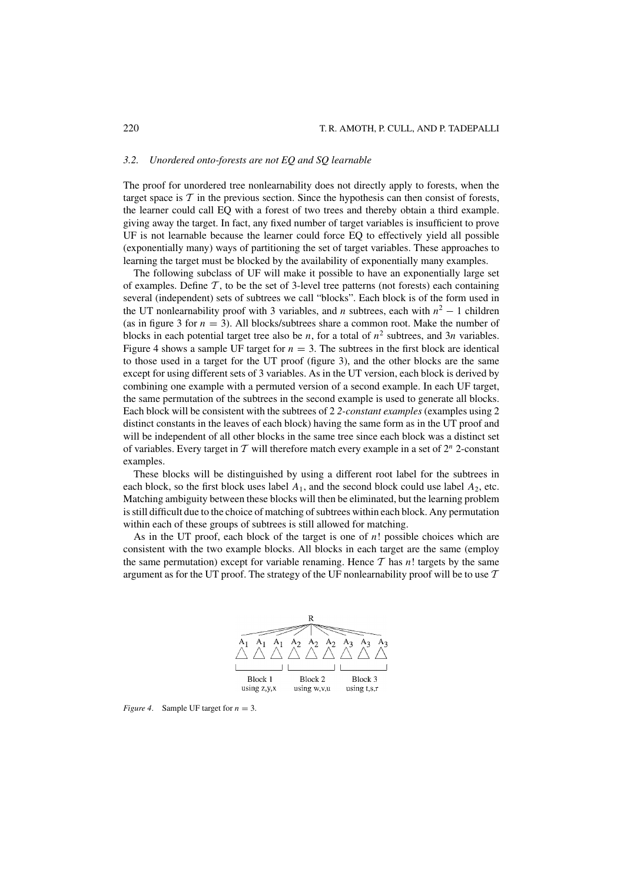### 3.2. Unordered onto-forests are not EQ and SQ learnable

The proof for unordered tree nonlearnability does not directly apply to forests, when the target space is $\mathcal{T}$ in the previous section. Since the hypothesis can then consist of forests, the learner could call EQ with a forest of two trees and thereby obtain a third example. giving away the target. In fact, any fixed number of target variables is insufficient to prove UF is not learnable because the learner could force EQ to effectively yield all possible (exponentially many) ways of partitioning the set of target variables. These approaches to learning the target must be blocked by the availability of exponentially many examples.

The following subclass of UF will make it possible to have an exponentially large set of examples. Define $\mathcal{T}$, to be the set of 3-level tree patterns (not forests) each containing several (independent) sets of subtrees we call "blocks". Each block is of the form used in the UT nonlearnability proof with 3 variables, and $n$ subtrees, each with $n^2 - 1$ children (as in figure 3 for $n = 3$). All blocks/subtrees share a common root. Make the number of blocks in each potential target tree also be $n$, for a total of $n^2$ subtrees, and $3n$ variables. Figure 4 shows a sample UF target for $n = 3$. The subtrees in the first block are identical to those used in a target for the UT proof (figure 3), and the other blocks are the same except for using different sets of 3 variables. As in the UT version, each block is derived by combining one example with a permuted version of a second example. In each UF target, the same permutation of the subtrees in the second example is used to generate all blocks. Each block will be consistent with the subtrees of 2 *2-constant examples* (examples using 2 distinct constants in the leaves of each block) having the same form as in the UT proof and will be independent of all other blocks in the same tree since each block was a distinct set of variables. Every target in $\mathcal{T}$ will therefore match every example in a set of $2^n$ 2-constant examples.

These blocks will be distinguished by using a different root label for the subtrees in each block, so the first block uses label $A_1$, and the second block could use label $A_2$, etc. Matching ambiguity between these blocks will then be eliminated, but the learning problem is still difficult due to the choice of matching of subtrees within each block. Any permutation within each of these groups of subtrees is still allowed for matching.

As in the UT proof, each block of the target is one of $n!$ possible choices which are consistent with the two example blocks. All blocks in each target are the same (employ the same permutation) except for variable renaming. Hence $\mathcal{T}$ has $n!$ targets by the same argument as for the UT proof. The strategy of the UF nonlearnability proof will be to use $\mathcal{T}$

*Figure 4.* Sample UF target for $n = 3$.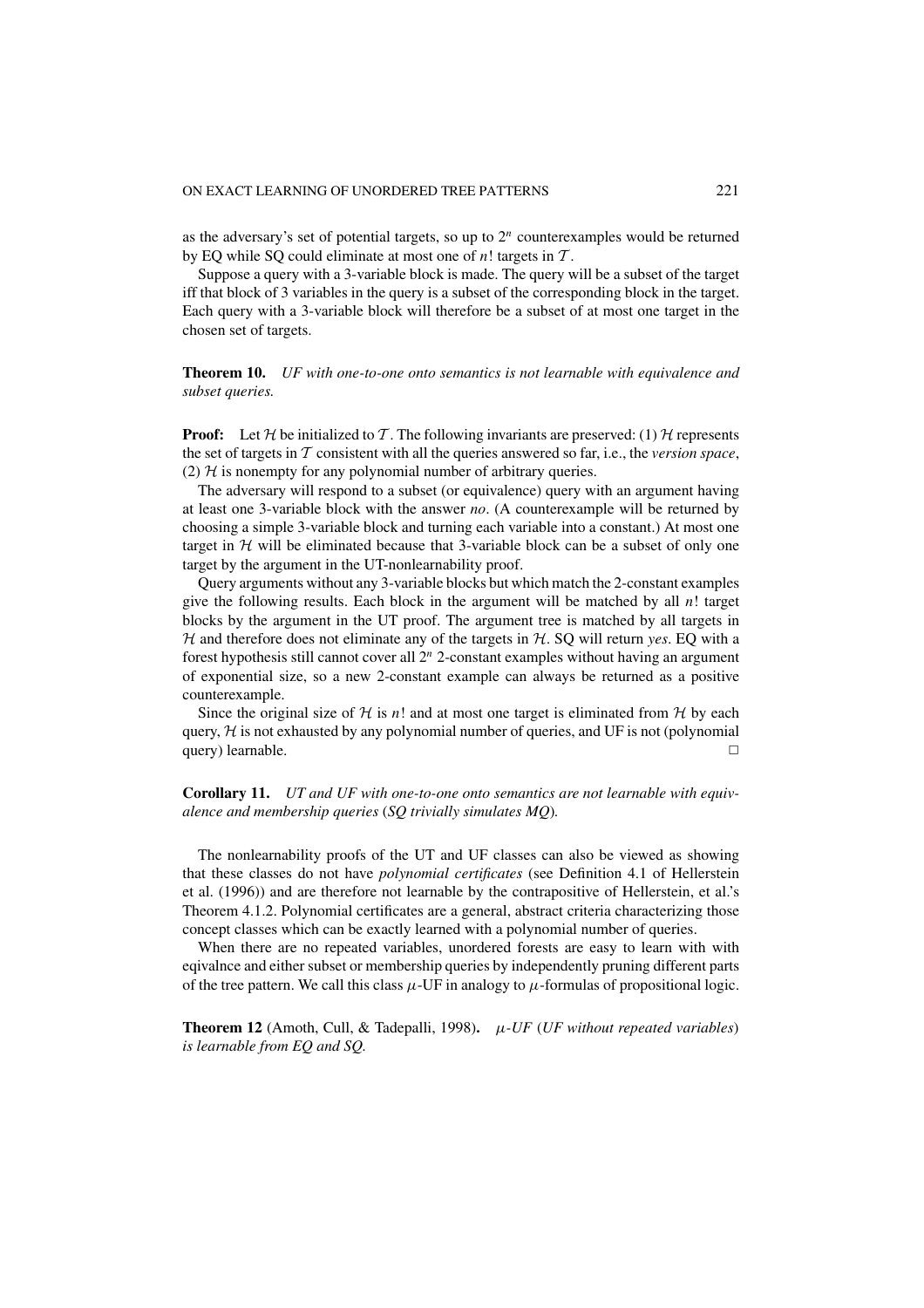as the adversary's set of potential targets, so up to $2^n$ counterexamples would be returned by EQ while SQ could eliminate at most one of $n!$ targets in $\mathcal{T}$.

Suppose a query with a 3-variable block is made. The query will be a subset of the target iff that block of 3 variables in the query is a subset of the corresponding block in the target. Each query with a 3-variable block will therefore be a subset of at most one target in the chosen set of targets.

**Theorem 10.** *UF with one-to-one onto semantics is not learnable with equivalence and subset queries.*

**Proof:** Let $\mathcal{H}$ be initialized to $\mathcal{T}$. The following invariants are preserved: (1) $\mathcal{H}$ represents the set of targets in $\mathcal{T}$ consistent with all the queries answered so far, i.e., the *version space*, (2) $\mathcal{H}$ is nonempty for any polynomial number of arbitrary queries.

The adversary will respond to a subset (or equivalence) query with an argument having at least one 3-variable block with the answer *no*. (A counterexample will be returned by choosing a simple 3-variable block and turning each variable into a constant.) At most one target in $\mathcal{H}$ will be eliminated because that 3-variable block can be a subset of only one target by the argument in the UT-nonlearnability proof.

Query arguments without any 3-variable blocks but which match the 2-constant examples give the following results. Each block in the argument will be matched by all $n!$ target blocks by the argument in the UT proof. The argument tree is matched by all targets in $\mathcal{H}$ and therefore does not eliminate any of the targets in $\mathcal{H}$. SQ will return *yes*. EQ with a forest hypothesis still cannot cover all $2^n$ 2-constant examples without having an argument of exponential size, so a new 2-constant example can always be returned as a positive counterexample.

Since the original size of $\mathcal{H}$ is $n!$ and at most one target is eliminated from $\mathcal{H}$ by each query, $\mathcal{H}$ is not exhausted by any polynomial number of queries, and UF is not (polynomial query) learnable. □

**Corollary 11.** *UT and UF with one-to-one onto semantics are not learnable with equivalence and membership queries* (*SQ trivially simulates MQ*).

The nonlearnability proofs of the UT and UF classes can also be viewed as showing that these classes do not have *polynomial certificates* (see Definition 4.1 of Hellerstein et al. (1996)) and are therefore not learnable by the contrapositive of Hellerstein, et al.'s Theorem 4.1.2. Polynomial certificates are a general, abstract criteria characterizing those concept classes which can be exactly learned with a polynomial number of queries.

When there are no repeated variables, unordered forests are easy to learn with with eqivalnce and either subset or membership queries by independently pruning different parts of the tree pattern. We call this class $\mu$-UF in analogy to $\mu$-formulas of propositional logic.

**Theorem 12** (Amoth, Cull, & Tadepalli, 1998)**.** *$\mu$-UF* (*UF without repeated variables*) *is learnable from EQ and SQ.*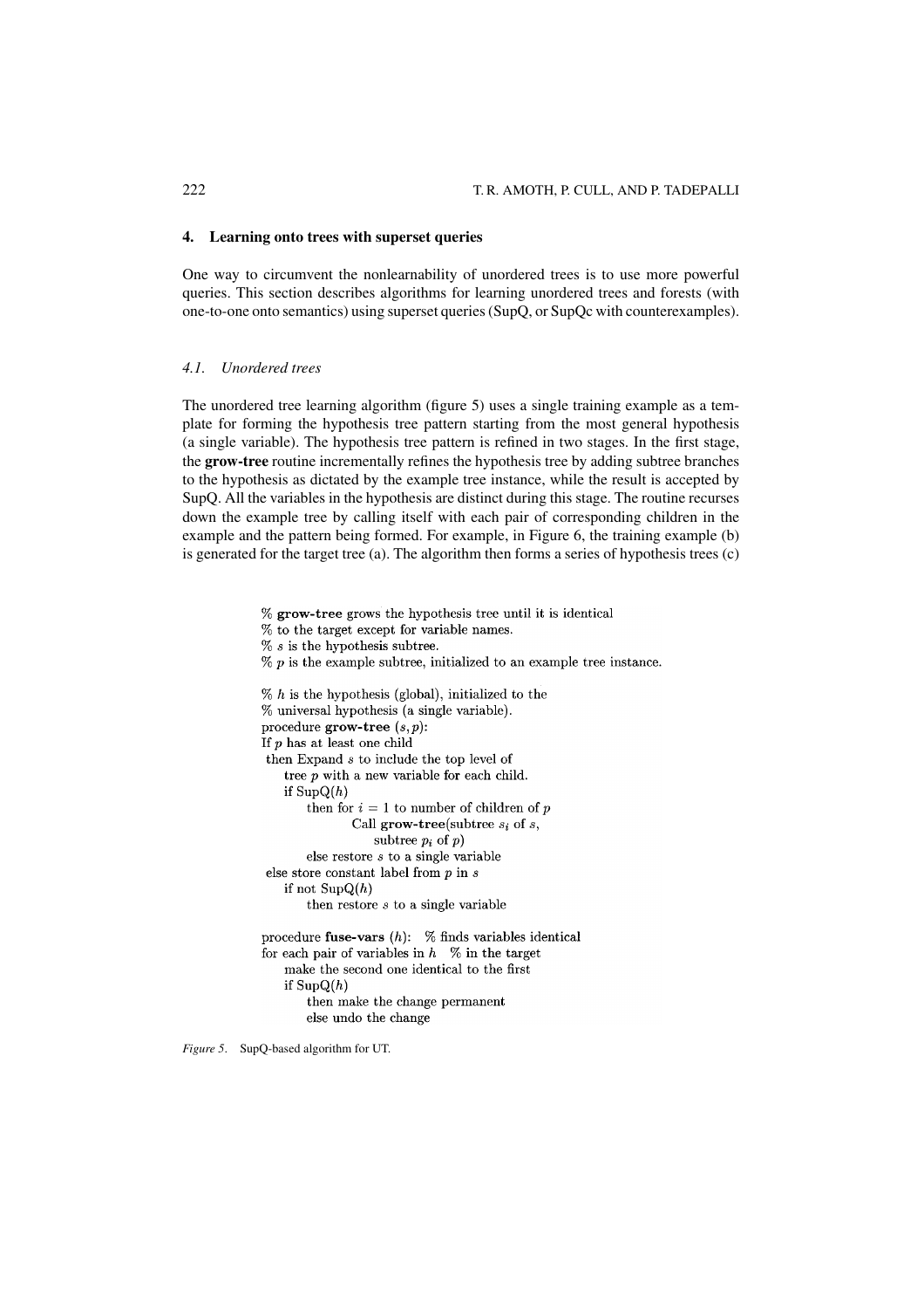## 4. Learning onto trees with superset queries

One way to circumvent the nonlearnability of unordered trees is to use more powerful queries. This section describes algorithms for learning unordered trees and forests (with one-to-one onto semantics) using superset queries (SupQ, or SupQc with counterexamples).

### 4.1. Unordered trees

The unordered tree learning algorithm (figure 5) uses a single training example as a template for forming the hypothesis tree pattern starting from the most general hypothesis (a single variable). The hypothesis tree pattern is refined in two stages. In the first stage, the **grow-tree** routine incrementally refines the hypothesis tree by adding subtree branches to the hypothesis as dictated by the example tree instance, while the result is accepted by SupQ. All the variables in the hypothesis are distinct during this stage. The routine recurses down the example tree by calling itself with each pair of corresponding children in the example and the pattern being formed. For example, in Figure 6, the training example (b) is generated for the target tree (a). The algorithm then forms a series of hypothesis trees (c)

```
% grow-tree grows the hypothesis tree until it is identical
% to the target except for variable names.
% s is the hypothesis subtree.
% p is the example subtree, initialized to an example tree instance.

% h is the hypothesis (global), initialized to the
% universal hypothesis (a single variable).
procedure grow-tree (s, p):
If p has at least one child
 then Expand s to include the top level of
     tree p with a new variable for each child.
     if SupQ(h)
         then for i = 1 to number of children of p
                 Call grow-tree(subtree s_i of s,
                     subtree p_i of p)
         else restore s to a single variable
 else store constant label from p in s
     if not SupQ(h)
         then restore s to a single variable

procedure fuse-vars (h):  % finds variables identical
for each pair of variables in h   % in the target
     make the second one identical to the first
     if SupQ(h)
         then make the change permanent
         else undo the change
```

*Figure 5.* SupQ-based algorithm for UT.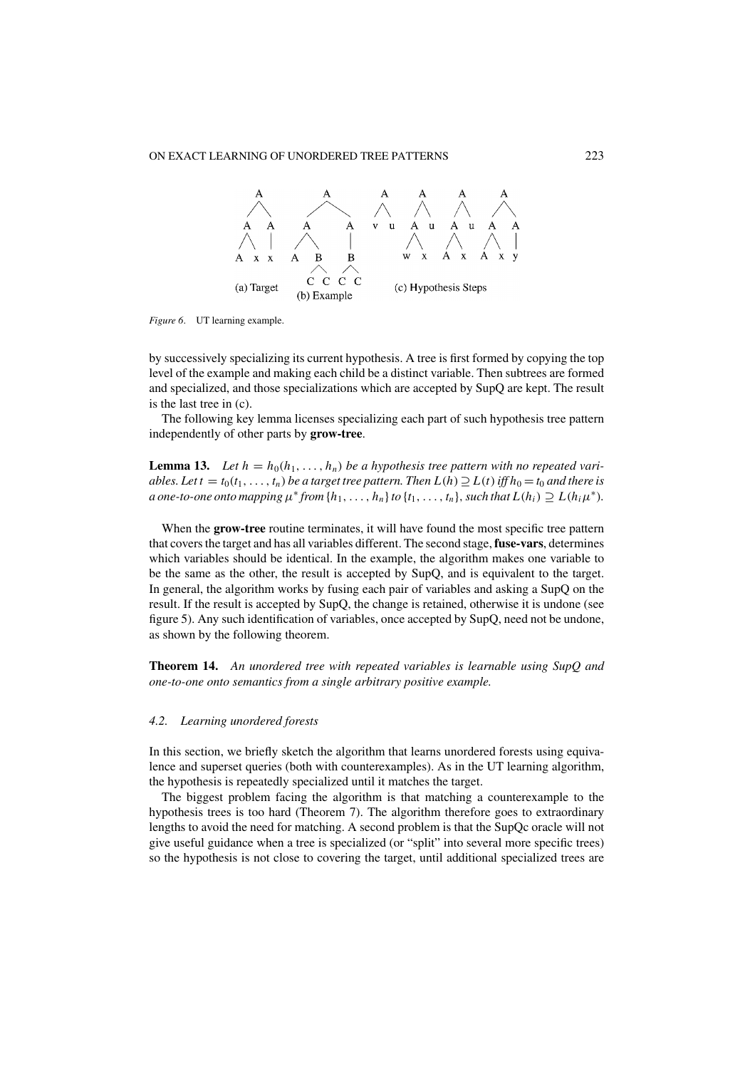Figure 6. UT learning example.

by successively specializing its current hypothesis. A tree is first formed by copying the top level of the example and making each child be a distinct variable. Then subtrees are formed and specialized, and those specializations which are accepted by SupQ are kept. The result is the last tree in (c).

The following key lemma licenses specializing each part of such hypothesis tree pattern independently of other parts by **grow-tree**.

**Lemma 13.** *Let $h = h_0(h_1, \ldots, h_n)$ be a hypothesis tree pattern with no repeated variables. Let $t = t_0(t_1, \ldots, t_n)$ be a target tree pattern. Then $L(h) \supseteq L(t)$ iff $h_0 = t_0$ and there is a one-to-one onto mapping $\mu^*$ from $\{h_1, \ldots, h_n\}$ to $\{t_1, \ldots, t_n\}$, such that $L(h_i) \supseteq L(h_i\mu^*)$.*

When the **grow-tree** routine terminates, it will have found the most specific tree pattern that covers the target and has all variables different. The second stage, **fuse-vars**, determines which variables should be identical. In the example, the algorithm makes one variable to be the same as the other, the result is accepted by SupQ, and is equivalent to the target. In general, the algorithm works by fusing each pair of variables and asking a SupQ on the result. If the result is accepted by SupQ, the change is retained, otherwise it is undone (see figure 5). Any such identification of variables, once accepted by SupQ, need not be undone, as shown by the following theorem.

**Theorem 14.** *An unordered tree with repeated variables is learnable using SupQ and one-to-one onto semantics from a single arbitrary positive example.*

### 4.2. Learning unordered forests

In this section, we briefly sketch the algorithm that learns unordered forests using equivalence and superset queries (both with counterexamples). As in the UT learning algorithm, the hypothesis is repeatedly specialized until it matches the target.

The biggest problem facing the algorithm is that matching a counterexample to the hypothesis trees is too hard (Theorem 7). The algorithm therefore goes to extraordinary lengths to avoid the need for matching. A second problem is that the SupQc oracle will not give useful guidance when a tree is specialized (or "split" into several more specific trees) so the hypothesis is not close to covering the target, until additional specialized trees are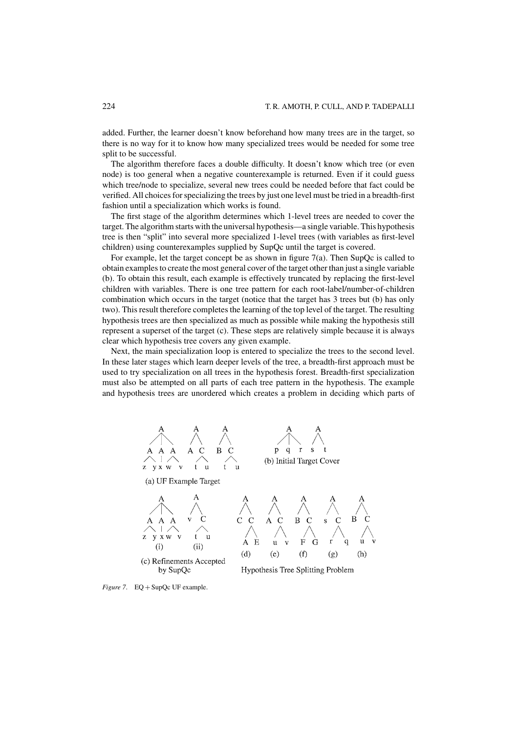added. Further, the learner doesn't know beforehand how many trees are in the target, so there is no way for it to know how many specialized trees would be needed for some tree split to be successful.

The algorithm therefore faces a double difficulty. It doesn't know which tree (or even node) is too general when a negative counterexample is returned. Even if it could guess which tree/node to specialize, several new trees could be needed before that fact could be verified. All choices for specializing the trees by just one level must be tried in a breadth-first fashion until a specialization which works is found.

The first stage of the algorithm determines which 1-level trees are needed to cover the target. The algorithm starts with the universal hypothesis—a single variable. This hypothesis tree is then "split" into several more specialized 1-level trees (with variables as first-level children) using counterexamples supplied by SupQc until the target is covered.

For example, let the target concept be as shown in figure 7(a). Then SupQc is called to obtain examples to create the most general cover of the target other than just a single variable (b). To obtain this result, each example is effectively truncated by replacing the first-level children with variables. There is one tree pattern for each root-label/number-of-children combination which occurs in the target (notice that the target has 3 trees but (b) has only two). This result therefore completes the learning of the top level of the target. The resulting hypothesis trees are then specialized as much as possible while making the hypothesis still represent a superset of the target (c). These steps are relatively simple because it is always clear which hypothesis tree covers any given example.

Next, the main specialization loop is entered to specialize the trees to the second level. In these later stages which learn deeper levels of the tree, a breadth-first approach must be used to try specialization on all trees in the hypothesis forest. Breadth-first specialization must also be attempted on all parts of each tree pattern in the hypothesis. The example and hypothesis trees are unordered which creates a problem in deciding which parts of

(a) UF Example Target

(b) Initial Target Cover

(c) Refinements Accepted by SupQc

(i) (ii)

(d) (e) (f) (g) (h)

Hypothesis Tree Splitting Problem

*Figure 7.* EQ + SupQc UF example.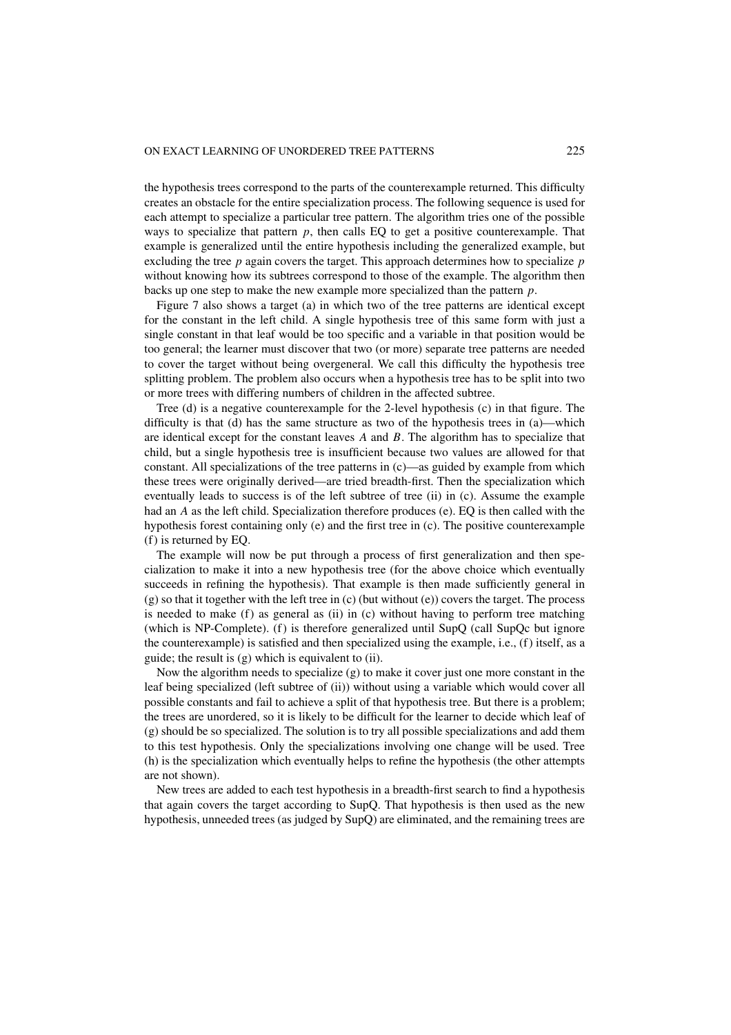the hypothesis trees correspond to the parts of the counterexample returned. This difficulty creates an obstacle for the entire specialization process. The following sequence is used for each attempt to specialize a particular tree pattern. The algorithm tries one of the possible ways to specialize that pattern $p$, then calls EQ to get a positive counterexample. That example is generalized until the entire hypothesis including the generalized example, but excluding the tree $p$ again covers the target. This approach determines how to specialize $p$ without knowing how its subtrees correspond to those of the example. The algorithm then backs up one step to make the new example more specialized than the pattern $p$.

Figure 7 also shows a target (a) in which two of the tree patterns are identical except for the constant in the left child. A single hypothesis tree of this same form with just a single constant in that leaf would be too specific and a variable in that position would be too general; the learner must discover that two (or more) separate tree patterns are needed to cover the target without being overgeneral. We call this difficulty the hypothesis tree splitting problem. The problem also occurs when a hypothesis tree has to be split into two or more trees with differing numbers of children in the affected subtree.

Tree (d) is a negative counterexample for the 2-level hypothesis (c) in that figure. The difficulty is that (d) has the same structure as two of the hypothesis trees in (a)—which are identical except for the constant leaves $A$ and $B$. The algorithm has to specialize that child, but a single hypothesis tree is insufficient because two values are allowed for that constant. All specializations of the tree patterns in (c)—as guided by example from which these trees were originally derived—are tried breadth-first. Then the specialization which eventually leads to success is of the left subtree of tree (ii) in (c). Assume the example had an $A$ as the left child. Specialization therefore produces (e). EQ is then called with the hypothesis forest containing only (e) and the first tree in (c). The positive counterexample (f) is returned by EQ.

The example will now be put through a process of first generalization and then specialization to make it into a new hypothesis tree (for the above choice which eventually succeeds in refining the hypothesis). That example is then made sufficiently general in (g) so that it together with the left tree in (c) (but without (e)) covers the target. The process is needed to make (f) as general as (ii) in (c) without having to perform tree matching (which is NP-Complete). (f) is therefore generalized until SupQ (call SupQc but ignore the counterexample) is satisfied and then specialized using the example, i.e., (f) itself, as a guide; the result is (g) which is equivalent to (ii).

Now the algorithm needs to specialize (g) to make it cover just one more constant in the leaf being specialized (left subtree of (ii)) without using a variable which would cover all possible constants and fail to achieve a split of that hypothesis tree. But there is a problem; the trees are unordered, so it is likely to be difficult for the learner to decide which leaf of (g) should be so specialized. The solution is to try all possible specializations and add them to this test hypothesis. Only the specializations involving one change will be used. Tree (h) is the specialization which eventually helps to refine the hypothesis (the other attempts are not shown).

New trees are added to each test hypothesis in a breadth-first search to find a hypothesis that again covers the target according to SupQ. That hypothesis is then used as the new hypothesis, unneeded trees (as judged by SupQ) are eliminated, and the remaining trees are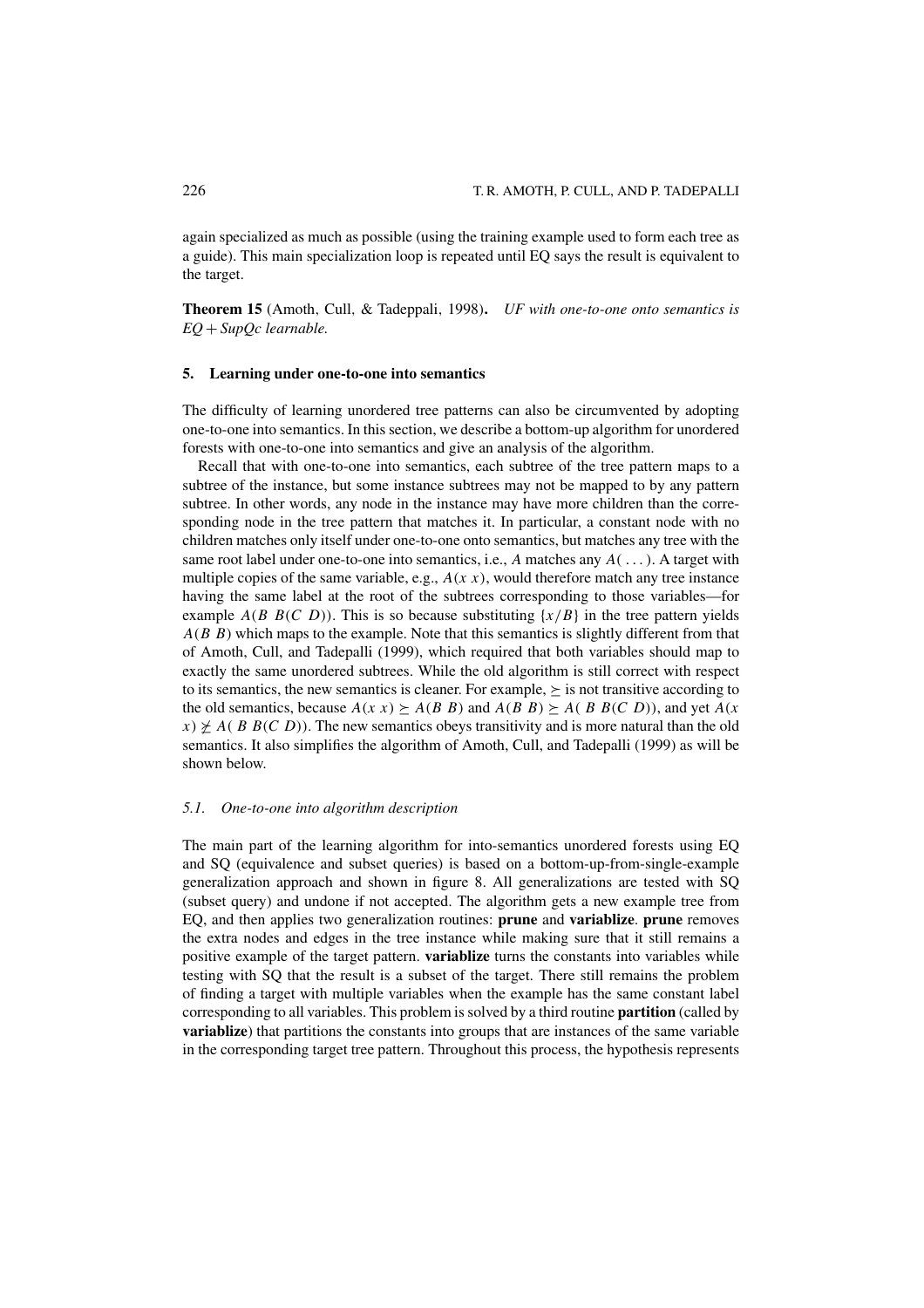again specialized as much as possible (using the training example used to form each tree as a guide). This main specialization loop is repeated until EQ says the result is equivalent to the target.

**Theorem 15** (Amoth, Cull, & Tadeppali, 1998). *UF with one-to-one onto semantics is EQ + SupQc learnable.*

## 5. Learning under one-to-one into semantics

The difficulty of learning unordered tree patterns can also be circumvented by adopting one-to-one into semantics. In this section, we describe a bottom-up algorithm for unordered forests with one-to-one into semantics and give an analysis of the algorithm.

Recall that with one-to-one into semantics, each subtree of the tree pattern maps to a subtree of the instance, but some instance subtrees may not be mapped to by any pattern subtree. In other words, any node in the instance may have more children than the corresponding node in the tree pattern that matches it. In particular, a constant node with no children matches only itself under one-to-one onto semantics, but matches any tree with the same root label under one-to-one into semantics, i.e., $A$ matches any $A(\dots)$. A target with multiple copies of the same variable, e.g., $A(x\ x)$, would therefore match any tree instance having the same label at the root of the subtrees corresponding to those variables—for example $A(B\ B(C\ D))$. This is so because substituting $\{x/B\}$ in the tree pattern yields $A(B\ B)$ which maps to the example. Note that this semantics is slightly different from that of Amoth, Cull, and Tadepalli (1999), which required that both variables should map to exactly the same unordered subtrees. While the old algorithm is still correct with respect to its semantics, the new semantics is cleaner. For example, $\succeq$ is not transitive according to the old semantics, because $A(x\ x) \succeq A(B\ B)$ and $A(B\ B) \succeq A(\ B\ B(C\ D))$, and yet $A(x\ x) \not\succeq A(\ B\ B(C\ D))$. The new semantics obeys transitivity and is more natural than the old semantics. It also simplifies the algorithm of Amoth, Cull, and Tadepalli (1999) as will be shown below.

### 5.1. *One-to-one into algorithm description*

The main part of the learning algorithm for into-semantics unordered forests using EQ and SQ (equivalence and subset queries) is based on a bottom-up-from-single-example generalization approach and shown in figure 8. All generalizations are tested with SQ (subset query) and undone if not accepted. The algorithm gets a new example tree from EQ, and then applies two generalization routines: **prune** and **variablize**. **prune** removes the extra nodes and edges in the tree instance while making sure that it still remains a positive example of the target pattern. **variablize** turns the constants into variables while testing with SQ that the result is a subset of the target. There still remains the problem of finding a target with multiple variables when the example has the same constant label corresponding to all variables. This problem is solved by a third routine **partition** (called by **variablize**) that partitions the constants into groups that are instances of the same variable in the corresponding target tree pattern. Throughout this process, the hypothesis represents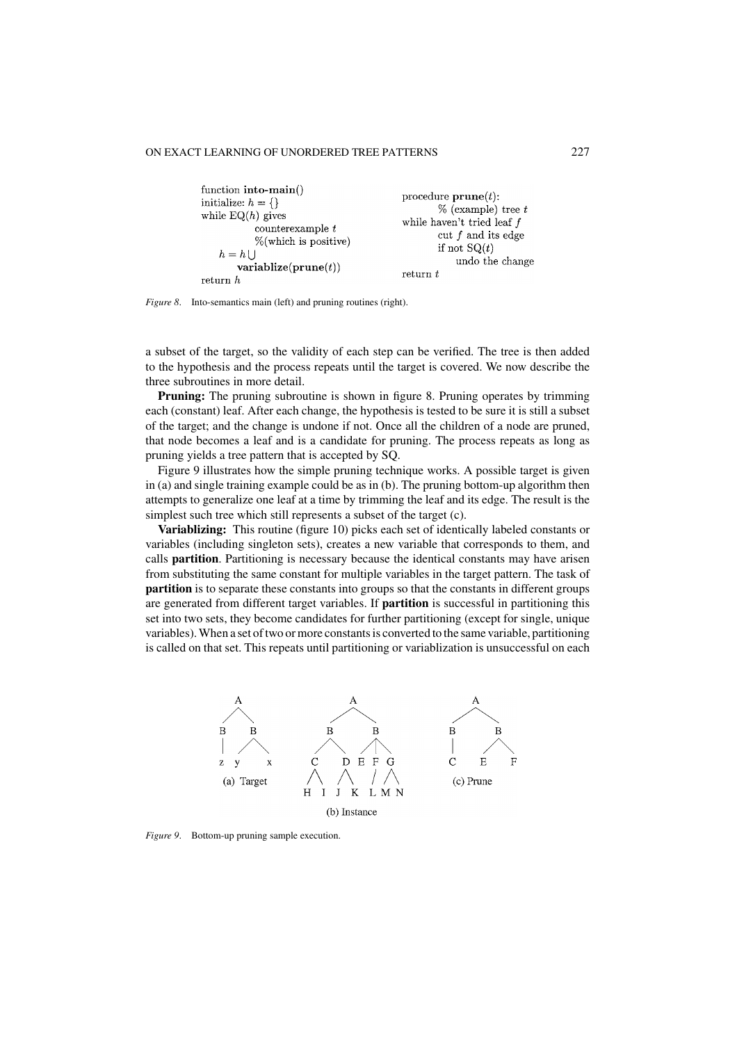```
function into-main()
initialize: h = {}
while EQ(h) gives
        counterexample t
        %(which is positive)
    h = h ∪
        variablize(prune(t))
return h
```

```
procedure prune(t):
        % (example) tree t
while haven't tried leaf f
        cut f and its edge
        if not SQ(t)
            undo the change
return t
```

*Figure 8*. Into-semantics main (left) and pruning routines (right).

a subset of the target, so the validity of each step can be verified. The tree is then added to the hypothesis and the process repeats until the target is covered. We now describe the three subroutines in more detail.

**Pruning:** The pruning subroutine is shown in figure 8. Pruning operates by trimming each (constant) leaf. After each change, the hypothesis is tested to be sure it is still a subset of the target; and the change is undone if not. Once all the children of a node are pruned, that node becomes a leaf and is a candidate for pruning. The process repeats as long as pruning yields a tree pattern that is accepted by SQ.

Figure 9 illustrates how the simple pruning technique works. A possible target is given in (a) and single training example could be as in (b). The pruning bottom-up algorithm then attempts to generalize one leaf at a time by trimming the leaf and its edge. The result is the simplest such tree which still represents a subset of the target (c).

**Variablizing:** This routine (figure 10) picks each set of identically labeled constants or variables (including singleton sets), creates a new variable that corresponds to them, and calls **partition**. Partitioning is necessary because the identical constants may have arisen from substituting the same constant for multiple variables in the target pattern. The task of **partition** is to separate these constants into groups so that the constants in different groups are generated from different target variables. If **partition** is successful in partitioning this set into two sets, they become candidates for further partitioning (except for single, unique variables). When a set of two or more constants is converted to the same variable, partitioning is called on that set. This repeats until partitioning or variablization is unsuccessful on each

*Figure 9*. Bottom-up pruning sample execution.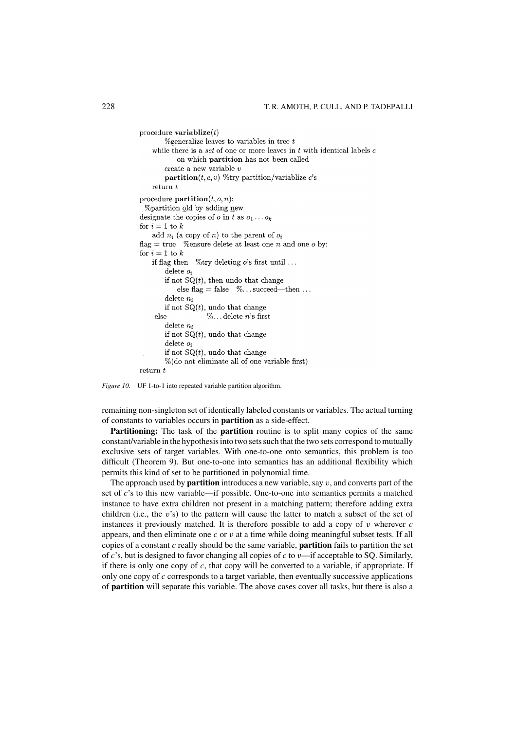```
procedure variablize(t)
      %generalize leaves to variables in tree t
   while there is a set of one or more leaves in t with identical labels c
         on which partition has not been called
      create a new variable v
      partition(t, c, v) %try partition/variablize c's
   return t

procedure partition(t, o, n):
  %partition old by adding new
designate the copies of o in t as o_1 ... o_k
for i = 1 to k
    add n_i (a copy of n) to the parent of o_i
flag = true   %ensure delete at least one n and one o by:
for i = 1 to k
    if flag then   %try deleting o's first until ...
        delete o_i
        if not SQ(t), then undo that change
            else flag = false   %... succeed—then ...
        delete n_i
        if not SQ(t), undo that change
    else              %... delete n's first
        delete n_i
        if not SQ(t), undo that change
        delete o_i
        if not SQ(t), undo that change
        %(do not eliminate all of one variable first)
return t
```

*Figure 10.* UF 1-to-1 into repeated variable partition algorithm.

remaining non-singleton set of identically labeled constants or variables. The actual turning of constants to variables occurs in **partition** as a side-effect.

**Partitioning:** The task of the **partition** routine is to split many copies of the same constant/variable in the hypothesis into two sets such that the two sets correspond to mutually exclusive sets of target variables. With one-to-one onto semantics, this problem is too difficult (Theorem 9). But one-to-one into semantics has an additional flexibility which permits this kind of set to be partitioned in polynomial time.

The approach used by **partition** introduces a new variable, say $v$, and converts part of the set of $c$'s to this new variable—if possible. One-to-one into semantics permits a matched instance to have extra children not present in a matching pattern; therefore adding extra children (i.e., the $v$'s) to the pattern will cause the latter to match a subset of the set of instances it previously matched. It is therefore possible to add a copy of $v$ wherever $c$ appears, and then eliminate one $c$ or $v$ at a time while doing meaningful subset tests. If all copies of a constant $c$ really should be the same variable, **partition** fails to partition the set of $c$'s, but is designed to favor changing all copies of $c$ to $v$—if acceptable to SQ. Similarly, if there is only one copy of $c$, that copy will be converted to a variable, if appropriate. If only one copy of $c$ corresponds to a target variable, then eventually successive applications of **partition** will separate this variable. The above cases cover all tasks, but there is also a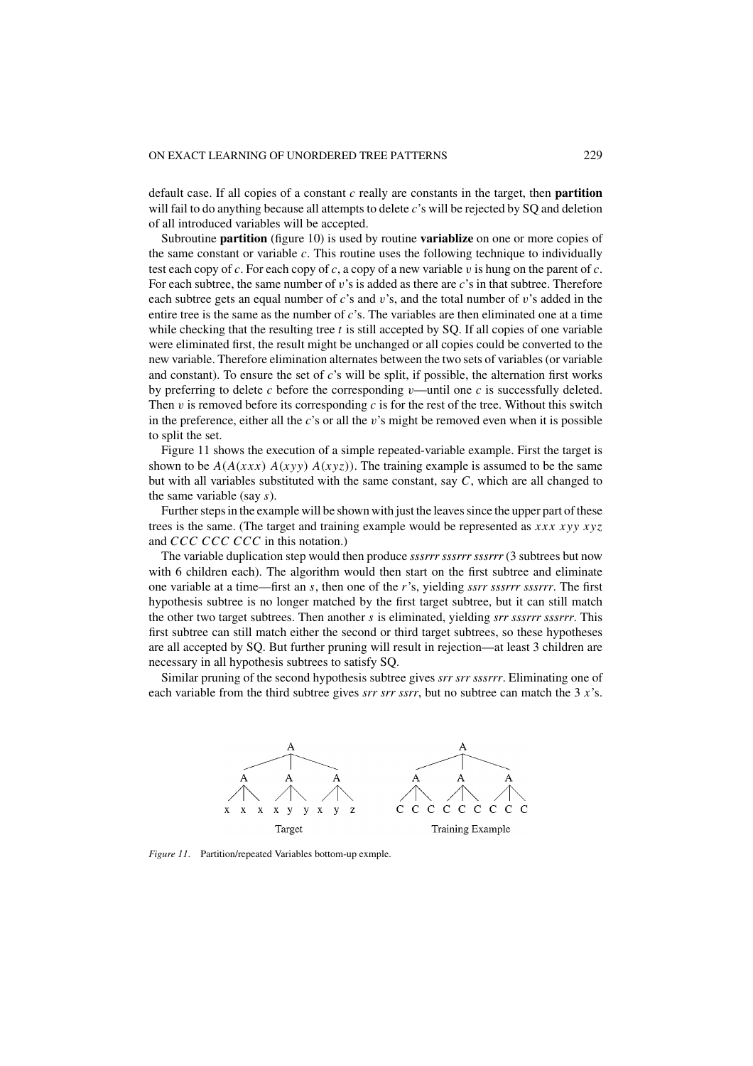default case. If all copies of a constant $c$ really are constants in the target, then **partition** will fail to do anything because all attempts to delete $c$'s will be rejected by SQ and deletion of all introduced variables will be accepted.

Subroutine **partition** (figure 10) is used by routine **variablize** on one or more copies of the same constant or variable $c$. This routine uses the following technique to individually test each copy of $c$. For each copy of $c$, a copy of a new variable $v$ is hung on the parent of $c$. For each subtree, the same number of $v$'s is added as there are $c$'s in that subtree. Therefore each subtree gets an equal number of $c$'s and $v$'s, and the total number of $v$'s added in the entire tree is the same as the number of $c$'s. The variables are then eliminated one at a time while checking that the resulting tree $t$ is still accepted by SQ. If all copies of one variable were eliminated first, the result might be unchanged or all copies could be converted to the new variable. Therefore elimination alternates between the two sets of variables (or variable and constant). To ensure the set of $c$'s will be split, if possible, the alternation first works by preferring to delete $c$ before the corresponding $v$—until one $c$ is successfully deleted. Then $v$ is removed before its corresponding $c$ is for the rest of the tree. Without this switch in the preference, either all the $c$'s or all the $v$'s might be removed even when it is possible to split the set.

Figure 11 shows the execution of a simple repeated-variable example. First the target is shown to be $A(A(xxx)\ A(xyy)\ A(xyz))$. The training example is assumed to be the same but with all variables substituted with the same constant, say $C$, which are all changed to the same variable (say $s$).

Further steps in the example will be shown with just the leaves since the upper part of these trees is the same. (The target and training example would be represented as $xxx\ xyy\ xyz$ and $CCC\ CCC\ CCC$ in this notation.)

The variable duplication step would then produce *sssrrr sssrrr sssrrr* (3 subtrees but now with 6 children each). The algorithm would then start on the first subtree and eliminate one variable at a time—first an $s$, then one of the $r$'s, yielding *ssrr sssrrr sssrrr*. The first hypothesis subtree is no longer matched by the first target subtree, but it can still match the other two target subtrees. Then another $s$ is eliminated, yielding *srr sssrrr sssrrr*. This first subtree can still match either the second or third target subtrees, so these hypotheses are all accepted by SQ. But further pruning will result in rejection—at least 3 children are necessary in all hypothesis subtrees to satisfy SQ.

Similar pruning of the second hypothesis subtree gives *srr srr sssrrr*. Eliminating one of each variable from the third subtree gives *srr srr ssrr*, but no subtree can match the 3 $x$'s.

*Figure 11*. Partition/repeated Variables bottom-up exmple.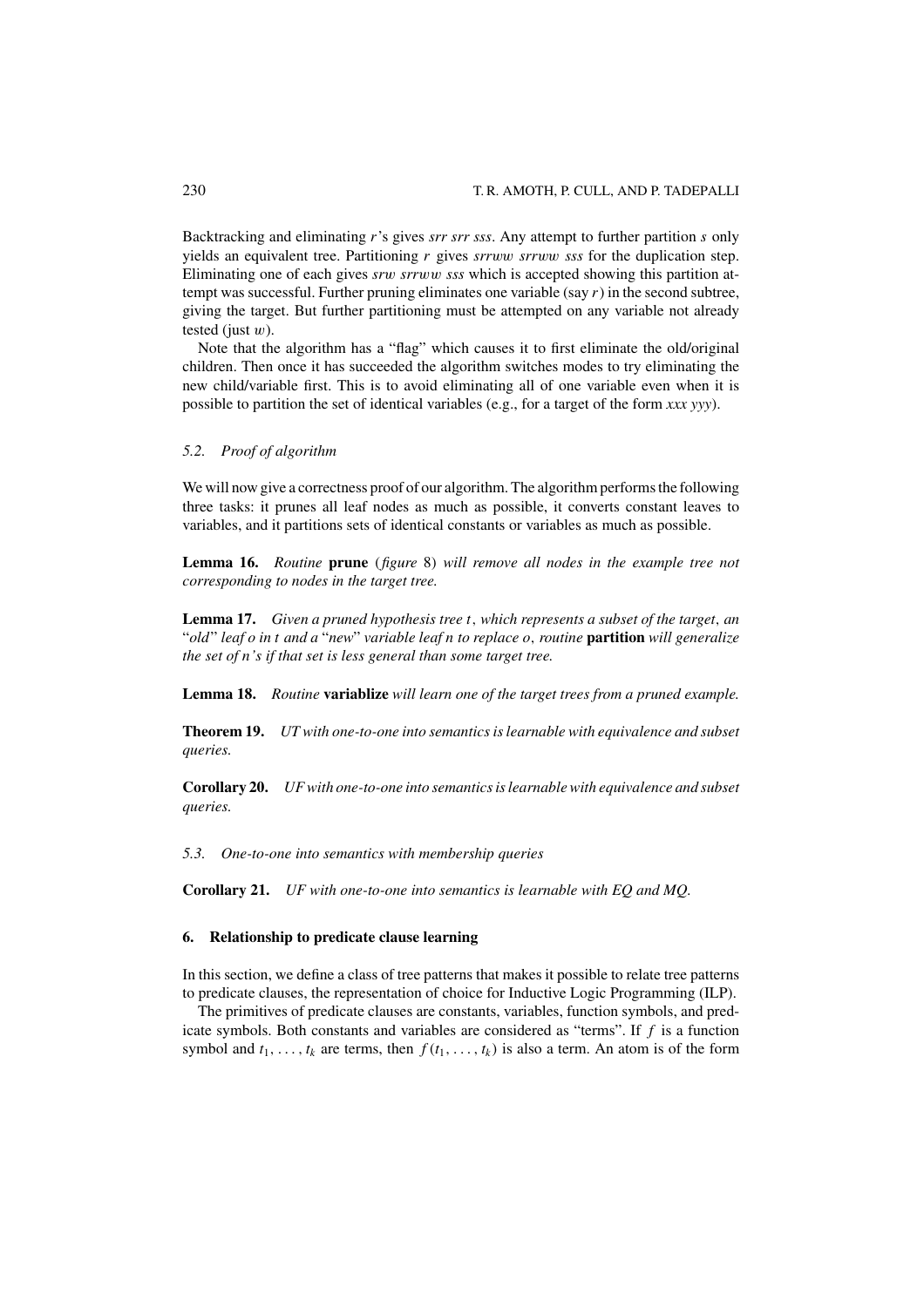Backtracking and eliminating $r$'s gives *srr srr sss*. Any attempt to further partition $s$ only yields an equivalent tree. Partitioning $r$ gives *srrww srrww sss* for the duplication step. Eliminating one of each gives *srw srrww sss* which is accepted showing this partition attempt was successful. Further pruning eliminates one variable (say $r$) in the second subtree, giving the target. But further partitioning must be attempted on any variable not already tested (just $w$).

Note that the algorithm has a "flag" which causes it to first eliminate the old/original children. Then once it has succeeded the algorithm switches modes to try eliminating the new child/variable first. This is to avoid eliminating all of one variable even when it is possible to partition the set of identical variables (e.g., for a target of the form *xxx yyy*).

### 5.2. Proof of algorithm

We will now give a correctness proof of our algorithm. The algorithm performs the following three tasks: it prunes all leaf nodes as much as possible, it converts constant leaves to variables, and it partitions sets of identical constants or variables as much as possible.

**Lemma 16.** *Routine* **prune** (*figure* 8) *will remove all nodes in the example tree not corresponding to nodes in the target tree.*

**Lemma 17.** *Given a pruned hypothesis tree $t$, which represents a subset of the target, an "old" leaf $o$ in $t$ and a "new" variable leaf $n$ to replace $o$, routine* **partition** *will generalize the set of $n$'s if that set is less general than some target tree.*

**Lemma 18.** *Routine* **variablize** *will learn one of the target trees from a pruned example.*

**Theorem 19.** *UT with one-to-one into semantics is learnable with equivalence and subset queries.*

**Corollary 20.** *UF with one-to-one into semantics is learnable with equivalence and subset queries.*

### 5.3. One-to-one into semantics with membership queries

**Corollary 21.** *UF with one-to-one into semantics is learnable with EQ and MQ.*

## 6. Relationship to predicate clause learning

In this section, we define a class of tree patterns that makes it possible to relate tree patterns to predicate clauses, the representation of choice for Inductive Logic Programming (ILP).

The primitives of predicate clauses are constants, variables, function symbols, and predicate symbols. Both constants and variables are considered as "terms". If $f$ is a function symbol and $t_1, \ldots, t_k$ are terms, then $f(t_1, \ldots, t_k)$ is also a term. An atom is of the form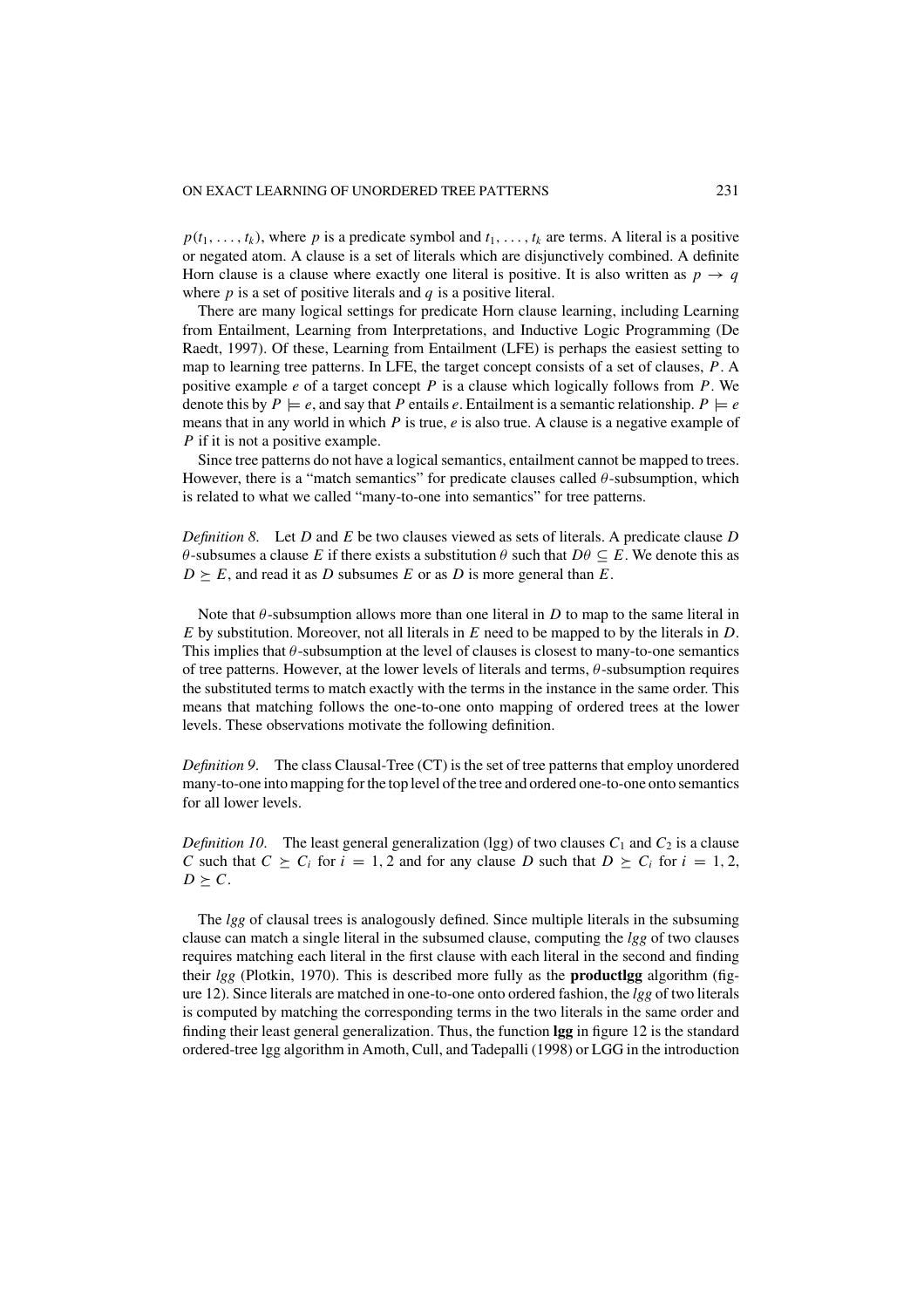$p(t_1, \ldots, t_k)$, where $p$ is a predicate symbol and $t_1, \ldots, t_k$ are terms. A literal is a positive or negated atom. A clause is a set of literals which are disjunctively combined. A definite Horn clause is a clause where exactly one literal is positive. It is also written as $p \rightarrow q$ where $p$ is a set of positive literals and $q$ is a positive literal.

There are many logical settings for predicate Horn clause learning, including Learning from Entailment, Learning from Interpretations, and Inductive Logic Programming (De Raedt, 1997). Of these, Learning from Entailment (LFE) is perhaps the easiest setting to map to learning tree patterns. In LFE, the target concept consists of a set of clauses, $P$. A positive example $e$ of a target concept $P$ is a clause which logically follows from $P$. We denote this by $P \models e$, and say that $P$ entails $e$. Entailment is a semantic relationship. $P \models e$ means that in any world in which $P$ is true, $e$ is also true. A clause is a negative example of $P$ if it is not a positive example.

Since tree patterns do not have a logical semantics, entailment cannot be mapped to trees. However, there is a "match semantics" for predicate clauses called $\theta$-subsumption, which is related to what we called "many-to-one into semantics" for tree patterns.

*Definition 8.* Let $D$ and $E$ be two clauses viewed as sets of literals. A predicate clause $D$ $\theta$-subsumes a clause $E$ if there exists a substitution $\theta$ such that $D\theta \subseteq E$. We denote this as $D \succeq E$, and read it as $D$ subsumes $E$ or as $D$ is more general than $E$.

Note that $\theta$-subsumption allows more than one literal in $D$ to map to the same literal in $E$ by substitution. Moreover, not all literals in $E$ need to be mapped to by the literals in $D$. This implies that $\theta$-subsumption at the level of clauses is closest to many-to-one semantics of tree patterns. However, at the lower levels of literals and terms, $\theta$-subsumption requires the substituted terms to match exactly with the terms in the instance in the same order. This means that matching follows the one-to-one onto mapping of ordered trees at the lower levels. These observations motivate the following definition.

*Definition 9.* The class Clausal-Tree (CT) is the set of tree patterns that employ unordered many-to-one into mapping for the top level of the tree and ordered one-to-one onto semantics for all lower levels.

*Definition 10.* The least general generalization (lgg) of two clauses $C_1$ and $C_2$ is a clause $C$ such that $C \succeq C_i$ for $i = 1, 2$ and for any clause $D$ such that $D \succeq C_i$ for $i = 1, 2$, $D \succeq C$.

The *lgg* of clausal trees is analogously defined. Since multiple literals in the subsuming clause can match a single literal in the subsumed clause, computing the *lgg* of two clauses requires matching each literal in the first clause with each literal in the second and finding their *lgg* (Plotkin, 1970). This is described more fully as the **productlgg** algorithm (figure 12). Since literals are matched in one-to-one onto ordered fashion, the *lgg* of two literals is computed by matching the corresponding terms in the two literals in the same order and finding their least general generalization. Thus, the function **lgg** in figure 12 is the standard ordered-tree lgg algorithm in Amoth, Cull, and Tadepalli (1998) or LGG in the introduction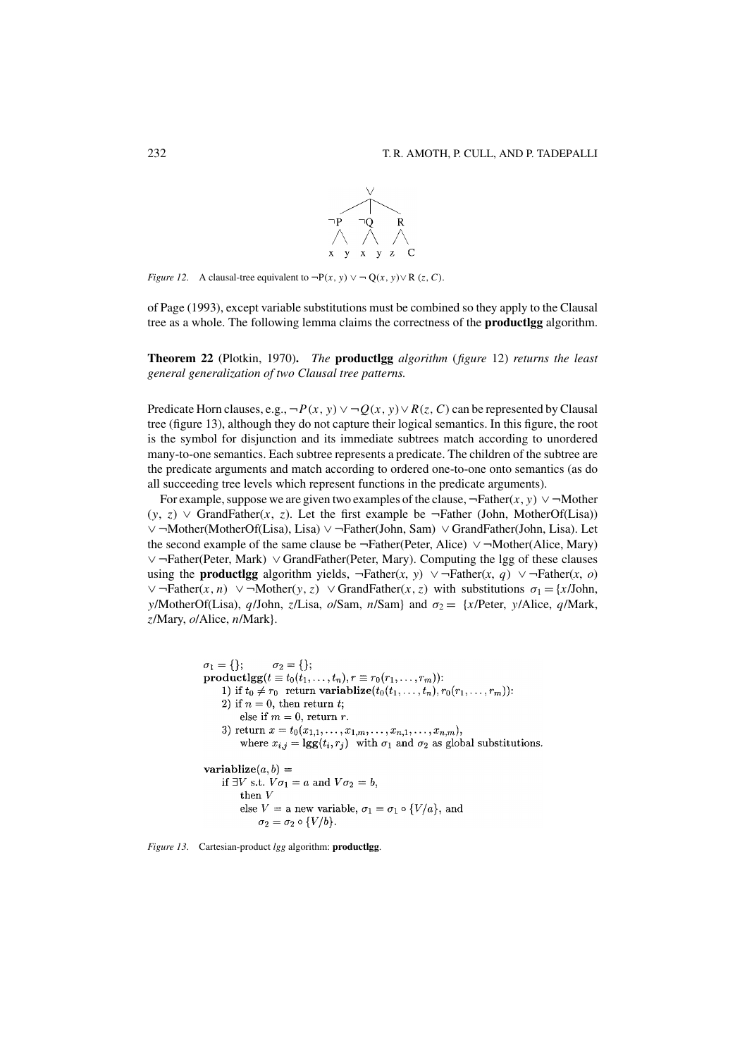Figure 12. A clausal-tree equivalent to $\neg P(x, y) \vee \neg Q(x, y) \vee R(z, C)$.

of Page (1993), except variable substitutions must be combined so they apply to the Clausal tree as a whole. The following lemma claims the correctness of the **productlgg** algorithm.

**Theorem 22** (Plotkin, 1970). *The* **productlgg** *algorithm* (*figure* 12) *returns the least general generalization of two Clausal tree patterns.*

Predicate Horn clauses, e.g., $\neg P(x, y) \vee \neg Q(x, y) \vee R(z, C)$ can be represented by Clausal tree (figure 13), although they do not capture their logical semantics. In this figure, the root is the symbol for disjunction and its immediate subtrees match according to unordered many-to-one semantics. Each subtree represents a predicate. The children of the subtree are the predicate arguments and match according to ordered one-to-one onto semantics (as do all succeeding tree levels which represent functions in the predicate arguments).

For example, suppose we are given two examples of the clause, ¬Father($x$, $y$) ∨ ¬Mother($y$, $z$) ∨ GrandFather($x$, $z$). Let the first example be ¬Father (John, MotherOf(Lisa)) ∨ ¬Mother(MotherOf(Lisa), Lisa) ∨ ¬Father(John, Sam) ∨ GrandFather(John, Lisa). Let the second example of the same clause be ¬Father(Peter, Alice) ∨ ¬Mother(Alice, Mary) ∨ ¬Father(Peter, Mark) ∨ GrandFather(Peter, Mary). Computing the lgg of these clauses using the **productlgg** algorithm yields, ¬Father($x$, $y$) ∨ ¬Father($x$, $q$) ∨ ¬Father($x$, $o$) ∨ ¬Father($x$, $n$) ∨ ¬Mother($y$, $z$) ∨ GrandFather($x$, $z$) with substitutions $\sigma_1 = \{x/\text{John}, y/\text{MotherOf(Lisa)}, q/\text{John}, z/\text{Lisa}, o/\text{Sam}, n/\text{Sam}\}$ and $\sigma_2 = \{x/\text{Peter}, y/\text{Alice}, q/\text{Mark}, z/\text{Mary}, o/\text{Alice}, n/\text{Mark}\}$.

```
σ1 = {};        σ2 = {};
productlgg(t ≡ t0(t1, ..., tn), r ≡ r0(r1, ..., rm)):
    1) if t0 ≠ r0  return variablize(t0(t1, ..., tn), r0(r1, ..., rm)):
    2) if n = 0, then return t;
       else if m = 0, return r.
    3) return x = t0(x1,1, ..., x1,m, ..., xn,1, ..., xn,m),
       where xi,j = lgg(ti, rj)  with σ1 and σ2 as global substitutions.

variablize(a, b) =
    if ∃V s.t. Vσ1 = a and Vσ2 = b,
        then V
        else V = a new variable, σ1 = σ1 ∘ {V/a}, and
            σ2 = σ2 ∘ {V/b}.
```

Figure 13. Cartesian-product *lgg* algorithm: **productlgg**.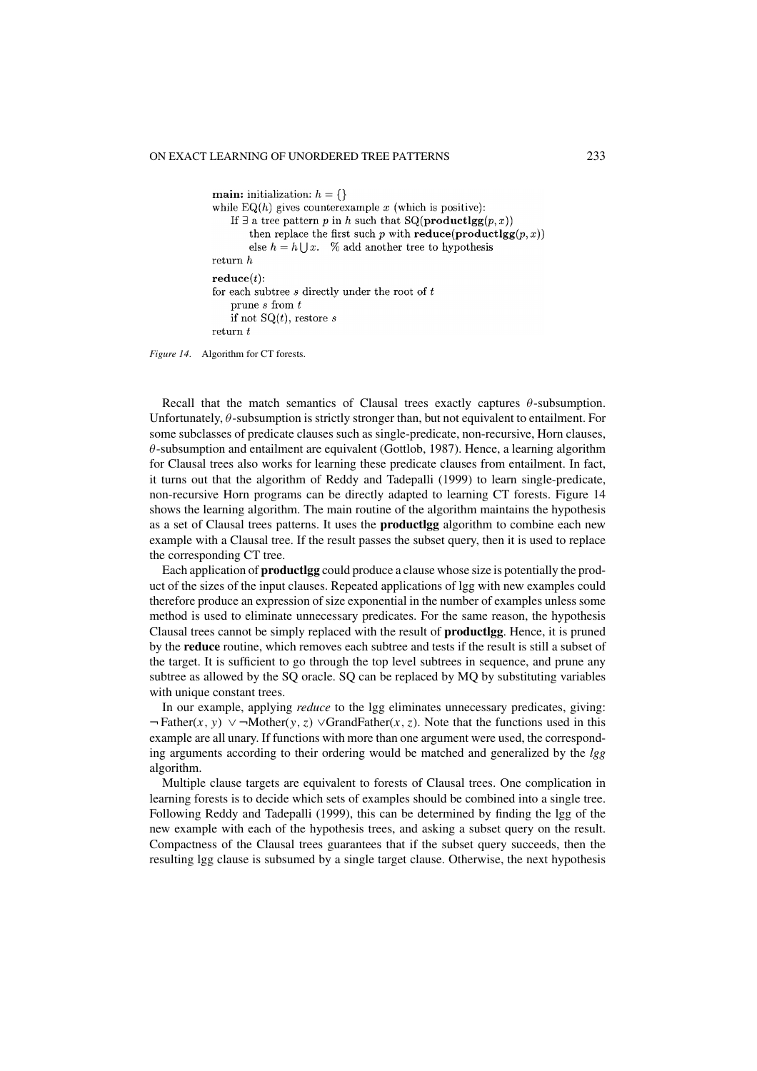```
main: initialization: h = {}
while EQ(h) gives counterexample x (which is positive):
    If ∃ a tree pattern p in h such that SQ(productlgg(p, x))
        then replace the first such p with reduce(productlgg(p, x))
        else h = h ⋃ x.   % add another tree to hypothesis
return h

reduce(t):
for each subtree s directly under the root of t
    prune s from t
    if not SQ(t), restore s
return t
```

*Figure 14.* Algorithm for CT forests.

Recall that the match semantics of Clausal trees exactly captures $\theta$-subsumption. Unfortunately, $\theta$-subsumption is strictly stronger than, but not equivalent to entailment. For some subclasses of predicate clauses such as single-predicate, non-recursive, Horn clauses, $\theta$-subsumption and entailment are equivalent (Gottlob, 1987). Hence, a learning algorithm for Clausal trees also works for learning these predicate clauses from entailment. In fact, it turns out that the algorithm of Reddy and Tadepalli (1999) to learn single-predicate, non-recursive Horn programs can be directly adapted to learning CT forests. Figure 14 shows the learning algorithm. The main routine of the algorithm maintains the hypothesis as a set of Clausal trees patterns. It uses the **productlgg** algorithm to combine each new example with a Clausal tree. If the result passes the subset query, then it is used to replace the corresponding CT tree.

Each application of **productlgg** could produce a clause whose size is potentially the product of the sizes of the input clauses. Repeated applications of lgg with new examples could therefore produce an expression of size exponential in the number of examples unless some method is used to eliminate unnecessary predicates. For the same reason, the hypothesis Clausal trees cannot be simply replaced with the result of **productlgg**. Hence, it is pruned by the **reduce** routine, which removes each subtree and tests if the result is still a subset of the target. It is sufficient to go through the top level subtrees in sequence, and prune any subtree as allowed by the SQ oracle. SQ can be replaced by MQ by substituting variables with unique constant trees.

In our example, applying *reduce* to the lgg eliminates unnecessary predicates, giving: $\neg\,\text{Father}(x, y) \vee \neg\text{Mother}(y, z) \vee \text{GrandFather}(x, z)$. Note that the functions used in this example are all unary. If functions with more than one argument were used, the corresponding arguments according to their ordering would be matched and generalized by the *lgg* algorithm.

Multiple clause targets are equivalent to forests of Clausal trees. One complication in learning forests is to decide which sets of examples should be combined into a single tree. Following Reddy and Tadepalli (1999), this can be determined by finding the lgg of the new example with each of the hypothesis trees, and asking a subset query on the result. Compactness of the Clausal trees guarantees that if the subset query succeeds, then the resulting lgg clause is subsumed by a single target clause. Otherwise, the next hypothesis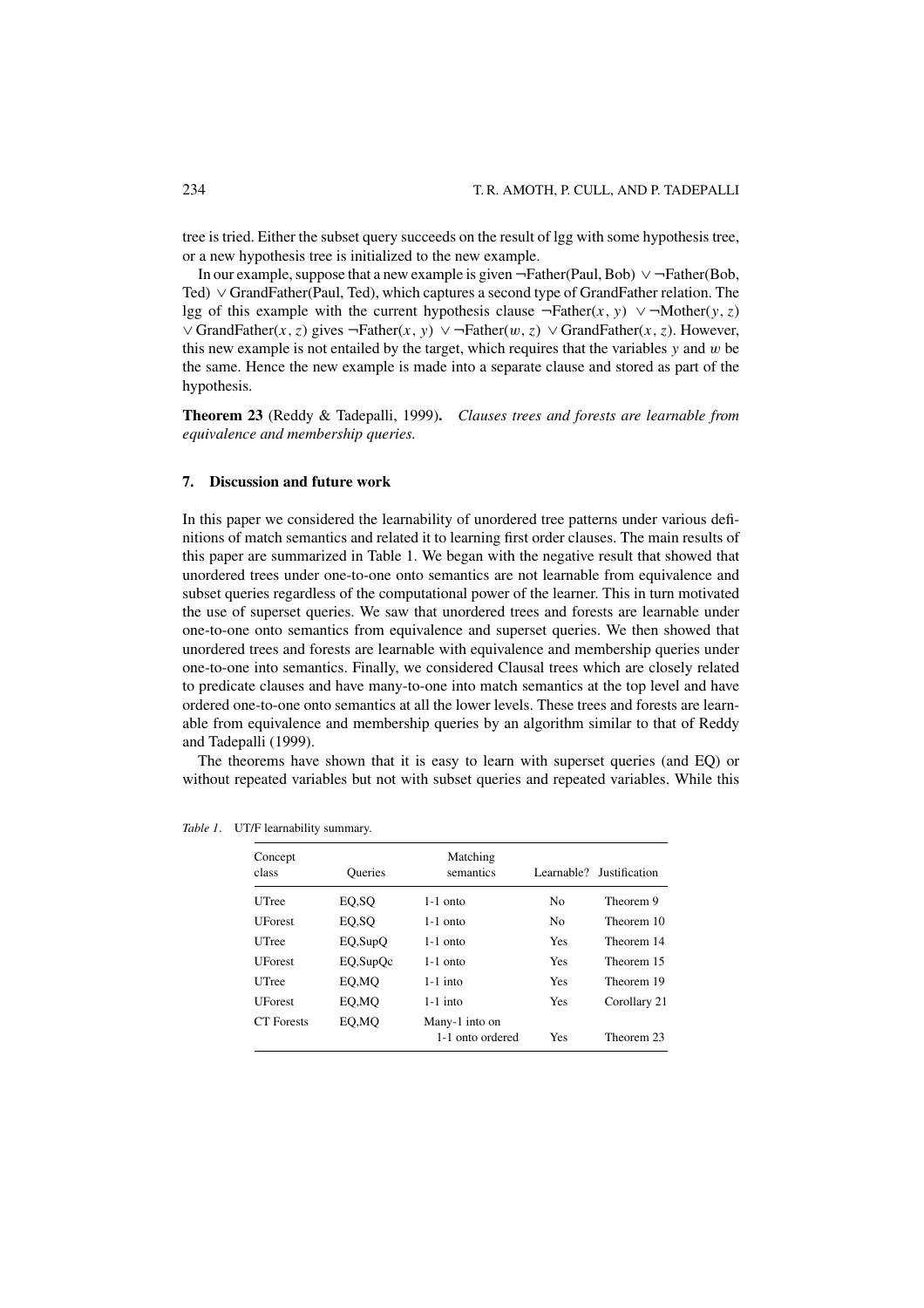tree is tried. Either the subset query succeeds on the result of lgg with some hypothesis tree, or a new hypothesis tree is initialized to the new example.

In our example, suppose that a new example is given ¬Father(Paul, Bob) ∨ ¬Father(Bob, Ted) ∨ GrandFather(Paul, Ted), which captures a second type of GrandFather relation. The lgg of this example with the current hypothesis clause ¬Father($x$, $y$) ∨ ¬Mother($y$, $z$) ∨ GrandFather($x$, $z$) gives ¬Father($x$, $y$) ∨ ¬Father($w$, $z$) ∨ GrandFather($x$, $z$). However, this new example is not entailed by the target, which requires that the variables $y$ and $w$ be the same. Hence the new example is made into a separate clause and stored as part of the hypothesis.

**Theorem 23** (Reddy & Tadepalli, 1999)**.** *Clauses trees and forests are learnable from equivalence and membership queries.*

## 7. Discussion and future work

In this paper we considered the learnability of unordered tree patterns under various definitions of match semantics and related it to learning first order clauses. The main results of this paper are summarized in Table 1. We began with the negative result that showed that unordered trees under one-to-one onto semantics are not learnable from equivalence and subset queries regardless of the computational power of the learner. This in turn motivated the use of superset queries. We saw that unordered trees and forests are learnable under one-to-one onto semantics from equivalence and superset queries. We then showed that unordered trees and forests are learnable with equivalence and membership queries under one-to-one into semantics. Finally, we considered Clausal trees which are closely related to predicate clauses and have many-to-one into match semantics at the top level and have ordered one-to-one onto semantics at all the lower levels. These trees and forests are learnable from equivalence and membership queries by an algorithm similar to that of Reddy and Tadepalli (1999).

The theorems have shown that it is easy to learn with superset queries (and EQ) or without repeated variables but not with subset queries and repeated variables. While this

*Table 1*. UT/F learnability summary.

| Concept class | Queries | Matching semantics | Learnable? | Justification |
|---|---|---|---|---|
| UTree | EQ,SQ | 1-1 onto | No | Theorem 9 |
| UForest | EQ,SQ | 1-1 onto | No | Theorem 10 |
| UTree | EQ,SupQ | 1-1 onto | Yes | Theorem 14 |
| UForest | EQ,SupQc | 1-1 onto | Yes | Theorem 15 |
| UTree | EQ,MQ | 1-1 into | Yes | Theorem 19 |
| UForest | EQ,MQ | 1-1 into | Yes | Corollary 21 |
| CT Forests | EQ,MQ | Many-1 into on 1-1 onto ordered | Yes | Theorem 23 |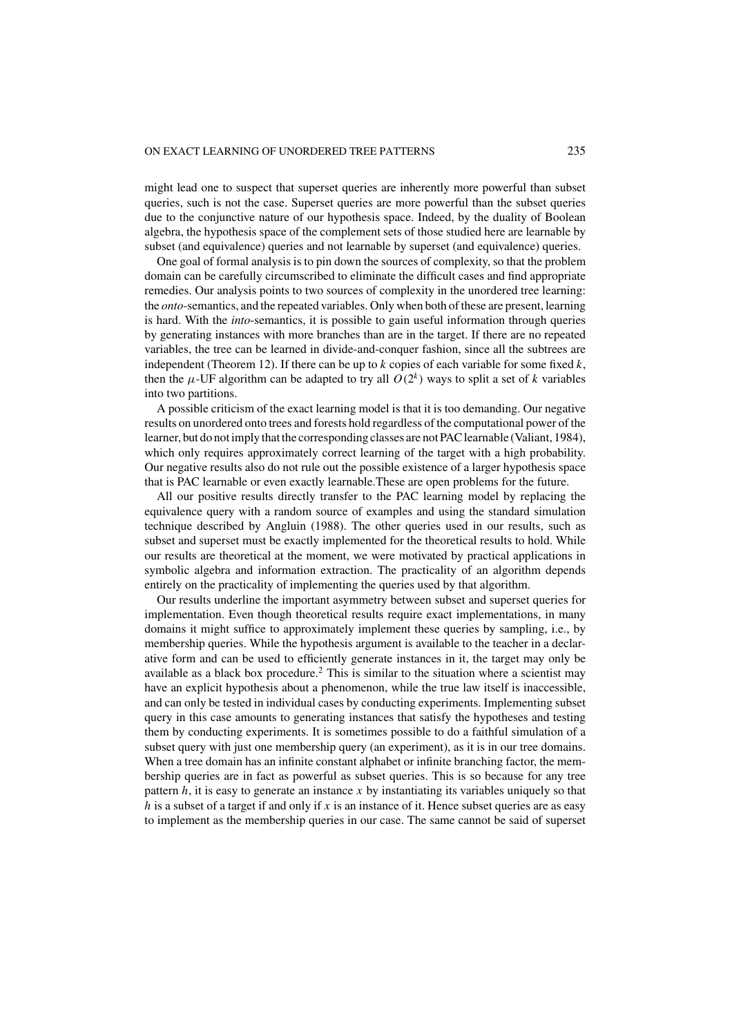might lead one to suspect that superset queries are inherently more powerful than subset queries, such is not the case. Superset queries are more powerful than the subset queries due to the conjunctive nature of our hypothesis space. Indeed, by the duality of Boolean algebra, the hypothesis space of the complement sets of those studied here are learnable by subset (and equivalence) queries and not learnable by superset (and equivalence) queries.

One goal of formal analysis is to pin down the sources of complexity, so that the problem domain can be carefully circumscribed to eliminate the difficult cases and find appropriate remedies. Our analysis points to two sources of complexity in the unordered tree learning: the *onto*-semantics, and the repeated variables. Only when both of these are present, learning is hard. With the *into*-semantics, it is possible to gain useful information through queries by generating instances with more branches than are in the target. If there are no repeated variables, the tree can be learned in divide-and-conquer fashion, since all the subtrees are independent (Theorem 12). If there can be up to $k$ copies of each variable for some fixed $k$, then the $\mu$-UF algorithm can be adapted to try all $O(2^k)$ ways to split a set of $k$ variables into two partitions.

A possible criticism of the exact learning model is that it is too demanding. Our negative results on unordered onto trees and forests hold regardless of the computational power of the learner, but do not imply that the corresponding classes are not PAC learnable (Valiant, 1984), which only requires approximately correct learning of the target with a high probability. Our negative results also do not rule out the possible existence of a larger hypothesis space that is PAC learnable or even exactly learnable.These are open problems for the future.

All our positive results directly transfer to the PAC learning model by replacing the equivalence query with a random source of examples and using the standard simulation technique described by Angluin (1988). The other queries used in our results, such as subset and superset must be exactly implemented for the theoretical results to hold. While our results are theoretical at the moment, we were motivated by practical applications in symbolic algebra and information extraction. The practicality of an algorithm depends entirely on the practicality of implementing the queries used by that algorithm.

Our results underline the important asymmetry between subset and superset queries for implementation. Even though theoretical results require exact implementations, in many domains it might suffice to approximately implement these queries by sampling, i.e., by membership queries. While the hypothesis argument is available to the teacher in a declarative form and can be used to efficiently generate instances in it, the target may only be available as a black box procedure.[2] This is similar to the situation where a scientist may have an explicit hypothesis about a phenomenon, while the true law itself is inaccessible, and can only be tested in individual cases by conducting experiments. Implementing subset query in this case amounts to generating instances that satisfy the hypotheses and testing them by conducting experiments. It is sometimes possible to do a faithful simulation of a subset query with just one membership query (an experiment), as it is in our tree domains. When a tree domain has an infinite constant alphabet or infinite branching factor, the membership queries are in fact as powerful as subset queries. This is so because for any tree pattern $h$, it is easy to generate an instance $x$ by instantiating its variables uniquely so that $h$ is a subset of a target if and only if $x$ is an instance of it. Hence subset queries are as easy to implement as the membership queries in our case. The same cannot be said of superset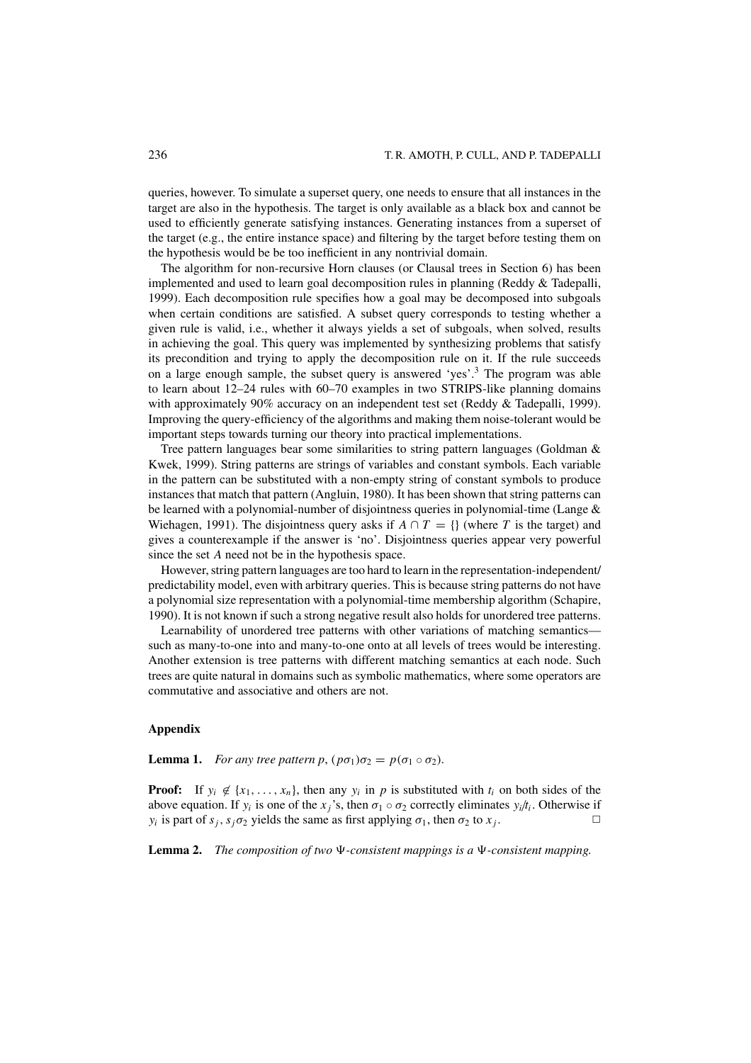queries, however. To simulate a superset query, one needs to ensure that all instances in the target are also in the hypothesis. The target is only available as a black box and cannot be used to efficiently generate satisfying instances. Generating instances from a superset of the target (e.g., the entire instance space) and filtering by the target before testing them on the hypothesis would be be too inefficient in any nontrivial domain.

The algorithm for non-recursive Horn clauses (or Clausal trees in Section 6) has been implemented and used to learn goal decomposition rules in planning (Reddy & Tadepalli, 1999). Each decomposition rule specifies how a goal may be decomposed into subgoals when certain conditions are satisfied. A subset query corresponds to testing whether a given rule is valid, i.e., whether it always yields a set of subgoals, when solved, results in achieving the goal. This query was implemented by synthesizing problems that satisfy its precondition and trying to apply the decomposition rule on it. If the rule succeeds on a large enough sample, the subset query is answered 'yes'.[3] The program was able to learn about 12–24 rules with 60–70 examples in two STRIPS-like planning domains with approximately 90% accuracy on an independent test set (Reddy & Tadepalli, 1999). Improving the query-efficiency of the algorithms and making them noise-tolerant would be important steps towards turning our theory into practical implementations.

Tree pattern languages bear some similarities to string pattern languages (Goldman & Kwek, 1999). String patterns are strings of variables and constant symbols. Each variable in the pattern can be substituted with a non-empty string of constant symbols to produce instances that match that pattern (Angluin, 1980). It has been shown that string patterns can be learned with a polynomial-number of disjointness queries in polynomial-time (Lange & Wiehagen, 1991). The disjointness query asks if $A \cap T = \{\}$ (where $T$ is the target) and gives a counterexample if the answer is 'no'. Disjointness queries appear very powerful since the set $A$ need not be in the hypothesis space.

However, string pattern languages are too hard to learn in the representation-independent/predictability model, even with arbitrary queries. This is because string patterns do not have a polynomial size representation with a polynomial-time membership algorithm (Schapire, 1990). It is not known if such a strong negative result also holds for unordered tree patterns.

Learnability of unordered tree patterns with other variations of matching semantics—such as many-to-one into and many-to-one onto at all levels of trees would be interesting. Another extension is tree patterns with different matching semantics at each node. Such trees are quite natural in domains such as symbolic mathematics, where some operators are commutative and associative and others are not.

## Appendix

**Lemma 1.** *For any tree pattern $p$, $(p\sigma_1)\sigma_2 = p(\sigma_1 \circ \sigma_2)$.*

**Proof:** If $y_i \notin \{x_1, \ldots, x_n\}$, then any $y_i$ in $p$ is substituted with $t_i$ on both sides of the above equation. If $y_i$ is one of the $x_j$'s, then $\sigma_1 \circ \sigma_2$ correctly eliminates $y_i/t_i$. Otherwise if $y_i$ is part of $s_j$, $s_j\sigma_2$ yields the same as first applying $\sigma_1$, then $\sigma_2$ to $x_j$. □

**Lemma 2.** *The composition of two $\Psi$-consistent mappings is a $\Psi$-consistent mapping.*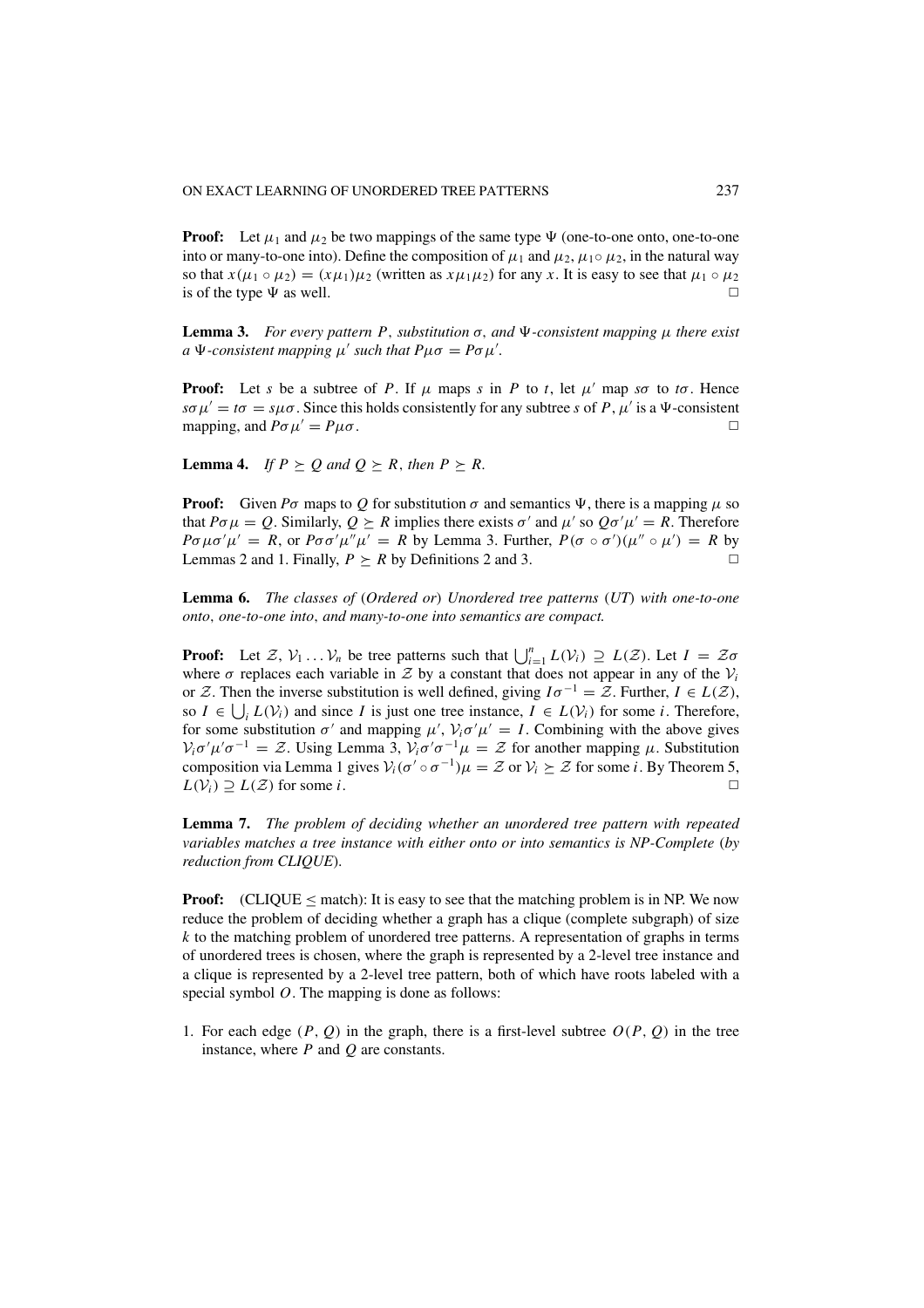**Proof:** Let $\mu_1$ and $\mu_2$ be two mappings of the same type $\Psi$ (one-to-one onto, one-to-one into or many-to-one into). Define the composition of $\mu_1$ and $\mu_2$, $\mu_1 \circ \mu_2$, in the natural way so that $x(\mu_1 \circ \mu_2) = (x\mu_1)\mu_2$ (written as $x\mu_1\mu_2$) for any $x$. It is easy to see that $\mu_1 \circ \mu_2$ is of the type $\Psi$ as well. □

**Lemma 3.** *For every pattern $P$, substitution $\sigma$, and $\Psi$-consistent mapping $\mu$ there exist a $\Psi$-consistent mapping $\mu'$ such that $P\mu\sigma = P\sigma\mu'$.*

**Proof:** Let $s$ be a subtree of $P$. If $\mu$ maps $s$ in $P$ to $t$, let $\mu'$ map $s\sigma$ to $t\sigma$. Hence $s\sigma\mu' = t\sigma = s\mu\sigma$. Since this holds consistently for any subtree $s$ of $P$, $\mu'$ is a $\Psi$-consistent mapping, and $P\sigma\mu' = P\mu\sigma$. □

**Lemma 4.** *If $P \succeq Q$ and $Q \succeq R$, then $P \succeq R$.*

**Proof:** Given $P\sigma$ maps to $Q$ for substitution $\sigma$ and semantics $\Psi$, there is a mapping $\mu$ so that $P\sigma\mu = Q$. Similarly, $Q \succeq R$ implies there exists $\sigma'$ and $\mu'$ so $Q\sigma'\mu' = R$. Therefore $P\sigma\mu\sigma'\mu' = R$, or $P\sigma\sigma'\mu''\mu' = R$ by Lemma 3. Further, $P(\sigma \circ \sigma')(\mu'' \circ \mu') = R$ by Lemmas 2 and 1. Finally, $P \succeq R$ by Definitions 2 and 3. □

**Lemma 6.** *The classes of (Ordered or) Unordered tree patterns (UT) with one-to-one onto, one-to-one into, and many-to-one into semantics are compact.*

**Proof:** Let $\mathcal{Z}, \mathcal{V}_1 \ldots \mathcal{V}_n$ be tree patterns such that $\bigcup_{i=1}^{n} L(\mathcal{V}_i) \supseteq L(\mathcal{Z})$. Let $I = \mathcal{Z}\sigma$ where $\sigma$ replaces each variable in $\mathcal{Z}$ by a constant that does not appear in any of the $\mathcal{V}_i$ or $\mathcal{Z}$. Then the inverse substitution is well defined, giving $I\sigma^{-1} = \mathcal{Z}$. Further, $I \in L(\mathcal{Z})$, so $I \in \bigcup_i L(\mathcal{V}_i)$ and since $I$ is just one tree instance, $I \in L(\mathcal{V}_i)$ for some $i$. Therefore, for some substitution $\sigma'$ and mapping $\mu'$, $\mathcal{V}_i\sigma'\mu' = I$. Combining with the above gives $\mathcal{V}_i\sigma'\mu'\sigma^{-1} = \mathcal{Z}$. Using Lemma 3, $\mathcal{V}_i\sigma'\sigma^{-1}\mu = \mathcal{Z}$ for another mapping $\mu$. Substitution composition via Lemma 1 gives $\mathcal{V}_i(\sigma' \circ \sigma^{-1})\mu = \mathcal{Z}$ or $\mathcal{V}_i \succeq \mathcal{Z}$ for some $i$. By Theorem 5, $L(\mathcal{V}_i) \supseteq L(\mathcal{Z})$ for some $i$. □

**Lemma 7.** *The problem of deciding whether an unordered tree pattern with repeated variables matches a tree instance with either onto or into semantics is NP-Complete (by reduction from CLIQUE).*

**Proof:** (CLIQUE $\leq$ match): It is easy to see that the matching problem is in NP. We now reduce the problem of deciding whether a graph has a clique (complete subgraph) of size $k$ to the matching problem of unordered tree patterns. A representation of graphs in terms of unordered trees is chosen, where the graph is represented by a 2-level tree instance and a clique is represented by a 2-level tree pattern, both of which have roots labeled with a special symbol $O$. The mapping is done as follows:

1. For each edge $(P, Q)$ in the graph, there is a first-level subtree $O(P, Q)$ in the tree instance, where $P$ and $Q$ are constants.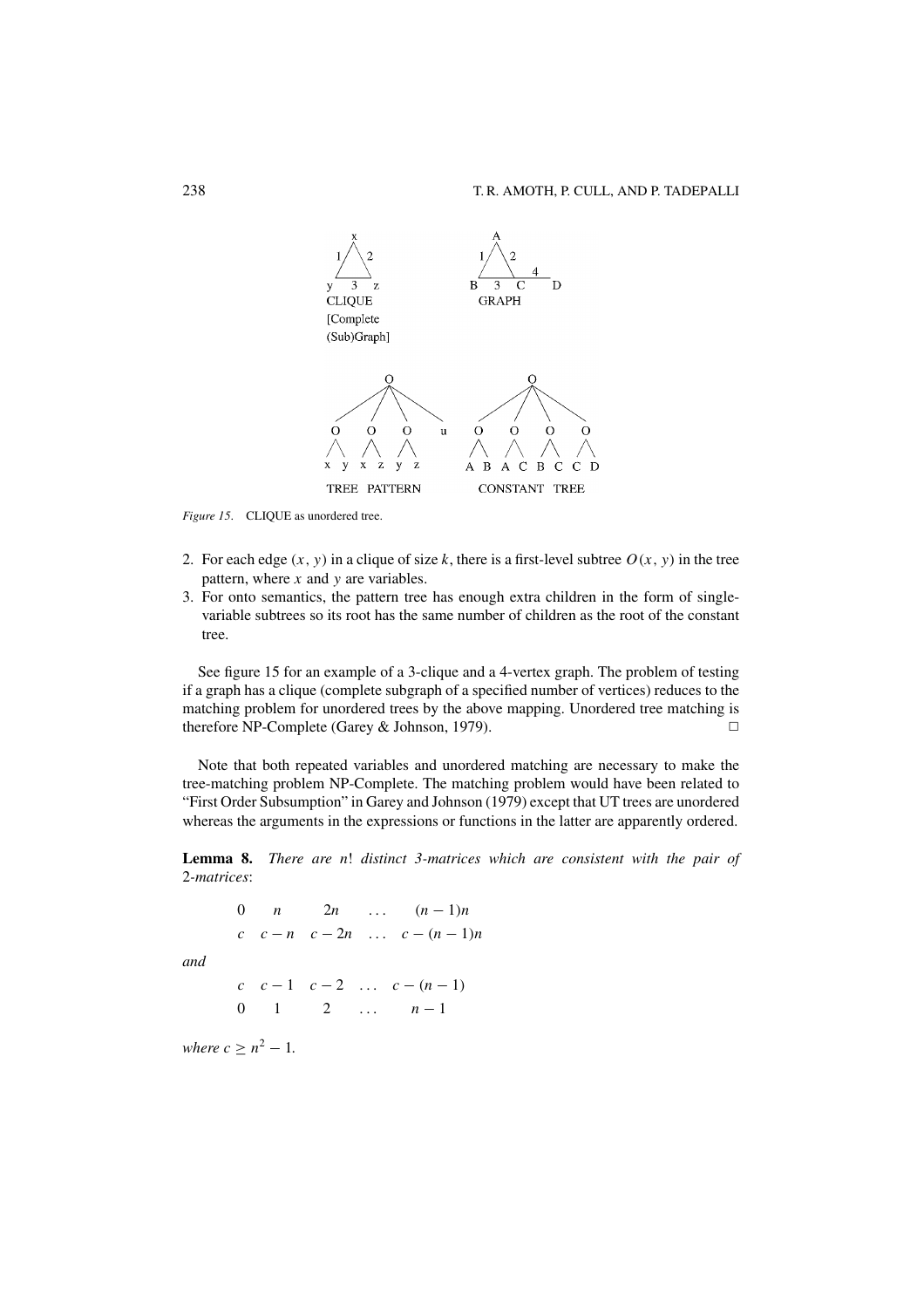Figure 15. CLIQUE as unordered tree.

2. For each edge $(x, y)$ in a clique of size $k$, there is a first-level subtree $O(x, y)$ in the tree pattern, where $x$ and $y$ are variables.
3. For onto semantics, the pattern tree has enough extra children in the form of single-variable subtrees so its root has the same number of children as the root of the constant tree.

See figure 15 for an example of a 3-clique and a 4-vertex graph. The problem of testing if a graph has a clique (complete subgraph of a specified number of vertices) reduces to the matching problem for unordered trees by the above mapping. Unordered tree matching is therefore NP-Complete (Garey & Johnson, 1979). □

Note that both repeated variables and unordered matching are necessary to make the tree-matching problem NP-Complete. The matching problem would have been related to "First Order Subsumption" in Garey and Johnson (1979) except that UT trees are unordered whereas the arguments in the expressions or functions in the latter are apparently ordered.

**Lemma 8.** *There are $n!$ distinct 3-matrices which are consistent with the pair of 2-matrices*:

$$\begin{matrix} 0 & n & 2n & \dots & (n-1)n \\ c & c-n & c-2n & \dots & c-(n-1)n \end{matrix}$$

*and*

$$\begin{matrix} c & c-1 & c-2 & \dots & c-(n-1) \\ 0 & 1 & 2 & \dots & n-1 \end{matrix}$$

*where $c \geq n^2 - 1$.*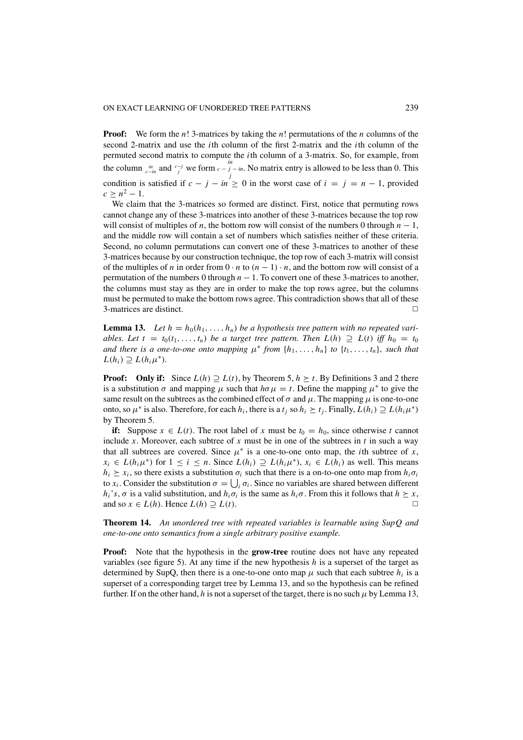**Proof:** We form the $n!$ 3-matrices by taking the $n!$ permutations of the $n$ columns of the second 2-matrix and use the $i$th column of the first 2-matrix and the $i$th column of the permuted second matrix to compute the $i$th column of a 3-matrix. So, for example, from the column $\begin{smallmatrix} in \\ c-in \end{smallmatrix}$ and $\begin{smallmatrix} c-j \\ j \end{smallmatrix}$ we form $\begin{smallmatrix} in \\ c-j-in \\ j \end{smallmatrix}$. No matrix entry is allowed to be less than 0. This condition is satisfied if $c - j - in \geq 0$ in the worst case of $i = j = n - 1$, provided $c \geq n^2 - 1$.

We claim that the 3-matrices so formed are distinct. First, notice that permuting rows cannot change any of these 3-matrices into another of these 3-matrices because the top row will consist of multiples of $n$, the bottom row will consist of the numbers 0 through $n - 1$, and the middle row will contain a set of numbers which satisfies neither of these criteria. Second, no column permutations can convert one of these 3-matrices to another of these 3-matrices because by our construction technique, the top row of each 3-matrix will consist of the multiples of $n$ in order from $0 \cdot n$ to $(n - 1) \cdot n$, and the bottom row will consist of a permutation of the numbers 0 through $n - 1$. To convert one of these 3-matrices to another, the columns must stay as they are in order to make the top rows agree, but the columns must be permuted to make the bottom rows agree. This contradiction shows that all of these 3-matrices are distinct. □

**Lemma 13.** *Let $h = h_0(h_1, \ldots, h_n)$ be a hypothesis tree pattern with no repeated variables. Let $t = t_0(t_1, \ldots, t_n)$ be a target tree pattern. Then $L(h) \supseteq L(t)$ iff $h_0 = t_0$ and there is a one-to-one onto mapping $\mu^*$ from $\{h_1, \ldots, h_n\}$ to $\{t_1, \ldots, t_n\}$, such that $L(h_i) \supseteq L(h_i\mu^*)$.*

**Proof:** **Only if:** Since $L(h) \supseteq L(t)$, by Theorem 5, $h \succeq t$. By Definitions 3 and 2 there is a substitution $\sigma$ and mapping $\mu$ such that $h\sigma\mu = t$. Define the mapping $\mu^*$ to give the same result on the subtrees as the combined effect of $\sigma$ and $\mu$. The mapping $\mu$ is one-to-one onto, so $\mu^*$ is also. Therefore, for each $h_i$, there is a $t_j$ so $h_i \succeq t_j$. Finally, $L(h_i) \supseteq L(h_i\mu^*)$ by Theorem 5.

**if:** Suppose $x \in L(t)$. The root label of $x$ must be $t_0 = h_0$, since otherwise $t$ cannot include $x$. Moreover, each subtree of $x$ must be in one of the subtrees in $t$ in such a way that all subtrees are covered. Since $\mu^*$ is a one-to-one onto map, the $i$th subtree of $x$, $x_i \in L(h_i\mu^*)$ for $1 \leq i \leq n$. Since $L(h_i) \supseteq L(h_i\mu^*)$, $x_i \in L(h_i)$ as well. This means $h_i \succeq x_i$, so there exists a substitution $\sigma_i$ such that there is a on-to-one onto map from $h_i\sigma_i$ to $x_i$. Consider the substitution $\sigma = \bigcup_i \sigma_i$. Since no variables are shared between different $h_i$'s, $\sigma$ is a valid substitution, and $h_i\sigma_i$ is the same as $h_i\sigma$. From this it follows that $h \succeq x$, and so $x \in L(h)$. Hence $L(h) \supseteq L(t)$. □

**Theorem 14.** *An unordered tree with repeated variables is learnable using SupQ and one-to-one onto semantics from a single arbitrary positive example.*

**Proof:** Note that the hypothesis in the **grow-tree** routine does not have any repeated variables (see figure 5). At any time if the new hypothesis $h$ is a superset of the target as determined by SupQ, then there is a one-to-one onto map $\mu$ such that each subtree $h_i$ is a superset of a corresponding target tree by Lemma 13, and so the hypothesis can be refined further. If on the other hand, $h$ is not a superset of the target, there is no such $\mu$ by Lemma 13,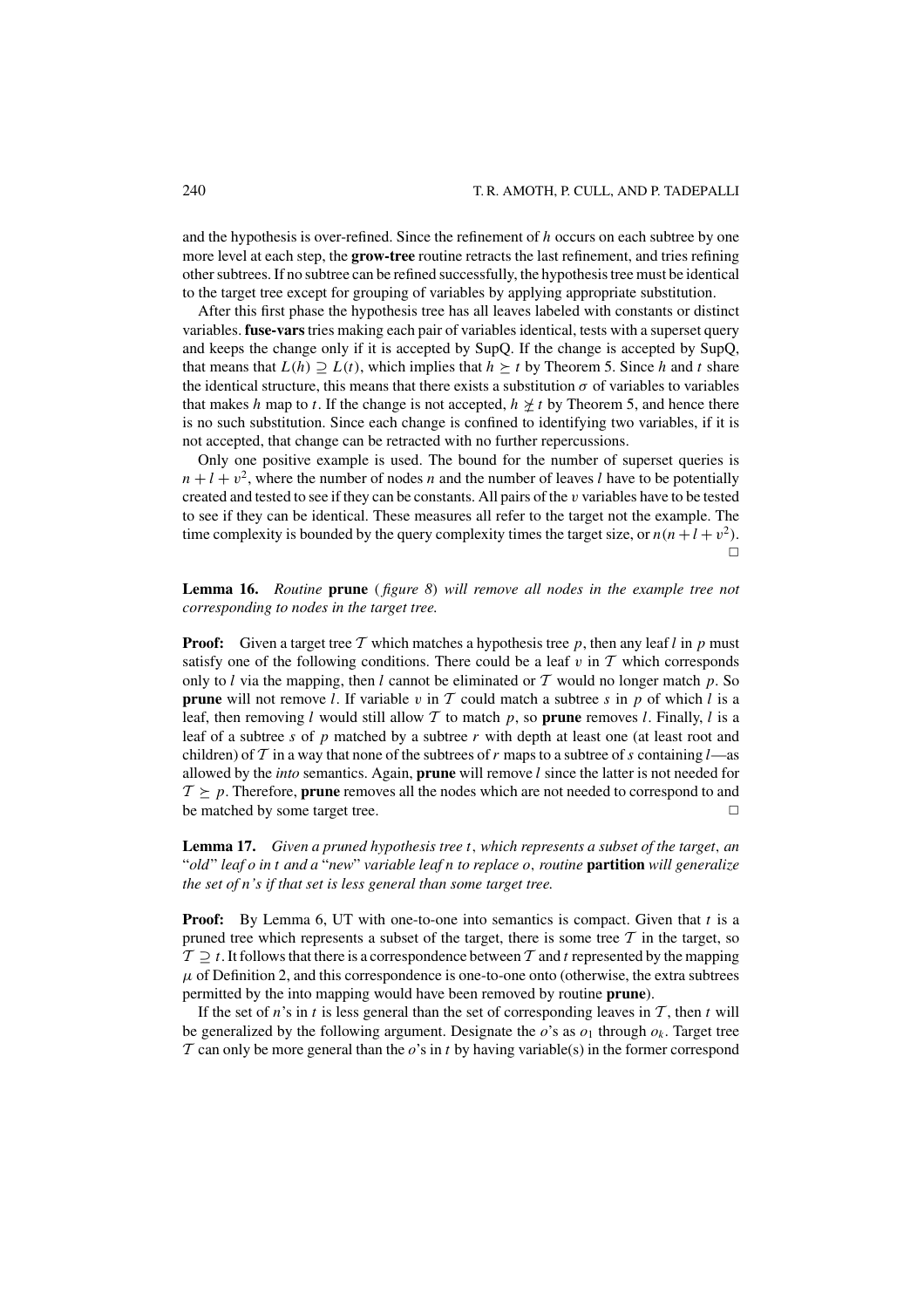and the hypothesis is over-refined. Since the refinement of $h$ occurs on each subtree by one more level at each step, the **grow-tree** routine retracts the last refinement, and tries refining other subtrees. If no subtree can be refined successfully, the hypothesis tree must be identical to the target tree except for grouping of variables by applying appropriate substitution.

After this first phase the hypothesis tree has all leaves labeled with constants or distinct variables. **fuse-vars** tries making each pair of variables identical, tests with a superset query and keeps the change only if it is accepted by SupQ. If the change is accepted by SupQ, that means that $L(h) \supseteq L(t)$, which implies that $h \succeq t$ by Theorem 5. Since $h$ and $t$ share the identical structure, this means that there exists a substitution $\sigma$ of variables to variables that makes $h$ map to $t$. If the change is not accepted, $h \not\succeq t$ by Theorem 5, and hence there is no such substitution. Since each change is confined to identifying two variables, if it is not accepted, that change can be retracted with no further repercussions.

Only one positive example is used. The bound for the number of superset queries is $n + l + v^2$, where the number of nodes $n$ and the number of leaves $l$ have to be potentially created and tested to see if they can be constants. All pairs of the $v$ variables have to be tested to see if they can be identical. These measures all refer to the target not the example. The time complexity is bounded by the query complexity times the target size, or $n(n + l + v^2)$. □

**Lemma 16.** *Routine* **prune** (*figure 8*) *will remove all nodes in the example tree not corresponding to nodes in the target tree.*

**Proof:** Given a target tree $\mathcal{T}$ which matches a hypothesis tree $p$, then any leaf $l$ in $p$ must satisfy one of the following conditions. There could be a leaf $v$ in $\mathcal{T}$ which corresponds only to $l$ via the mapping, then $l$ cannot be eliminated or $\mathcal{T}$ would no longer match $p$. So **prune** will not remove $l$. If variable $v$ in $\mathcal{T}$ could match a subtree $s$ in $p$ of which $l$ is a leaf, then removing $l$ would still allow $\mathcal{T}$ to match $p$, so **prune** removes $l$. Finally, $l$ is a leaf of a subtree $s$ of $p$ matched by a subtree $r$ with depth at least one (at least root and children) of $\mathcal{T}$ in a way that none of the subtrees of $r$ maps to a subtree of $s$ containing $l$—as allowed by the *into* semantics. Again, **prune** will remove $l$ since the latter is not needed for $\mathcal{T} \succeq p$. Therefore, **prune** removes all the nodes which are not needed to correspond to and be matched by some target tree. □

**Lemma 17.** *Given a pruned hypothesis tree $t$, which represents a subset of the target, an "old" leaf $o$ in $t$ and a "new" variable leaf $n$ to replace $o$, routine* **partition** *will generalize the set of $n$'s if that set is less general than some target tree.*

**Proof:** By Lemma 6, UT with one-to-one into semantics is compact. Given that $t$ is a pruned tree which represents a subset of the target, there is some tree $\mathcal{T}$ in the target, so $\mathcal{T} \supseteq t$. It follows that there is a correspondence between $\mathcal{T}$ and $t$ represented by the mapping $\mu$ of Definition 2, and this correspondence is one-to-one onto (otherwise, the extra subtrees permitted by the into mapping would have been removed by routine **prune**).

If the set of $n$'s in $t$ is less general than the set of corresponding leaves in $\mathcal{T}$, then $t$ will be generalized by the following argument. Designate the $o$'s as $o_1$ through $o_k$. Target tree $\mathcal{T}$ can only be more general than the $o$'s in $t$ by having variable(s) in the former correspond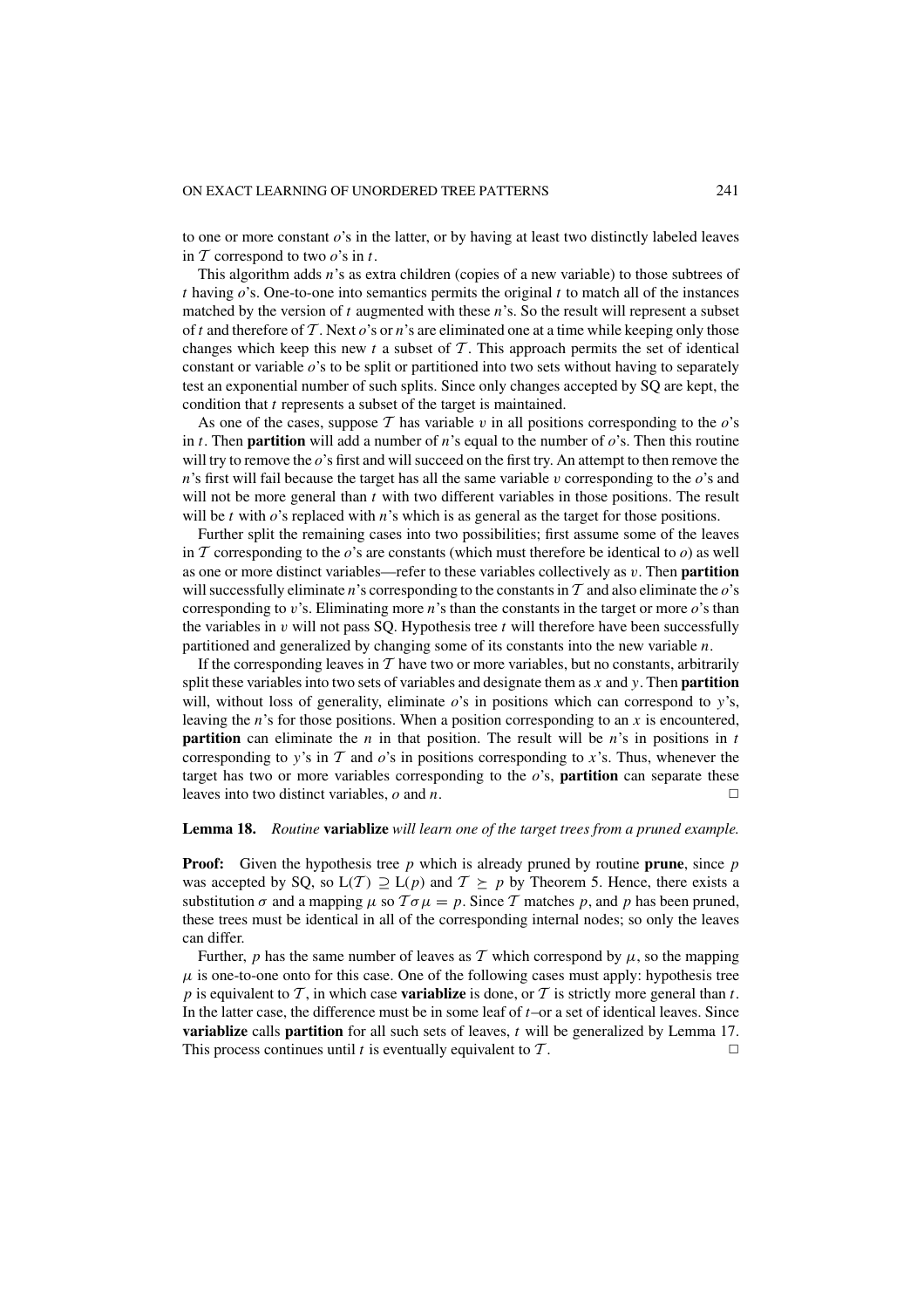to one or more constant $o$'s in the latter, or by having at least two distinctly labeled leaves in $\mathcal{T}$ correspond to two $o$'s in $t$.

This algorithm adds $n$'s as extra children (copies of a new variable) to those subtrees of $t$ having $o$'s. One-to-one into semantics permits the original $t$ to match all of the instances matched by the version of $t$ augmented with these $n$'s. So the result will represent a subset of $t$ and therefore of $\mathcal{T}$. Next $o$'s or $n$'s are eliminated one at a time while keeping only those changes which keep this new $t$ a subset of $\mathcal{T}$. This approach permits the set of identical constant or variable $o$'s to be split or partitioned into two sets without having to separately test an exponential number of such splits. Since only changes accepted by SQ are kept, the condition that $t$ represents a subset of the target is maintained.

As one of the cases, suppose $\mathcal{T}$ has variable $v$ in all positions corresponding to the $o$'s in $t$. Then **partition** will add a number of $n$'s equal to the number of $o$'s. Then this routine will try to remove the $o$'s first and will succeed on the first try. An attempt to then remove the $n$'s first will fail because the target has all the same variable $v$ corresponding to the $o$'s and will not be more general than $t$ with two different variables in those positions. The result will be $t$ with $o$'s replaced with $n$'s which is as general as the target for those positions.

Further split the remaining cases into two possibilities; first assume some of the leaves in $\mathcal{T}$ corresponding to the $o$'s are constants (which must therefore be identical to $o$) as well as one or more distinct variables—refer to these variables collectively as $v$. Then **partition** will successfully eliminate $n$'s corresponding to the constants in $\mathcal{T}$ and also eliminate the $o$'s corresponding to $v$'s. Eliminating more $n$'s than the constants in the target or more $o$'s than the variables in $v$ will not pass SQ. Hypothesis tree $t$ will therefore have been successfully partitioned and generalized by changing some of its constants into the new variable $n$.

If the corresponding leaves in $\mathcal{T}$ have two or more variables, but no constants, arbitrarily split these variables into two sets of variables and designate them as $x$ and $y$. Then **partition** will, without loss of generality, eliminate $o$'s in positions which can correspond to $y$'s, leaving the $n$'s for those positions. When a position corresponding to an $x$ is encountered, **partition** can eliminate the $n$ in that position. The result will be $n$'s in positions in $t$ corresponding to $y$'s in $\mathcal{T}$ and $o$'s in positions corresponding to $x$'s. Thus, whenever the target has two or more variables corresponding to the $o$'s, **partition** can separate these leaves into two distinct variables, $o$ and $n$. □

**Lemma 18.** *Routine* **variablize** *will learn one of the target trees from a pruned example.*

**Proof:** Given the hypothesis tree $p$ which is already pruned by routine **prune**, since $p$ was accepted by SQ, so $L(\mathcal{T}) \supseteq L(p)$ and $\mathcal{T} \succeq p$ by Theorem 5. Hence, there exists a substitution $\sigma$ and a mapping $\mu$ so $\mathcal{T}\sigma\mu = p$. Since $\mathcal{T}$ matches $p$, and $p$ has been pruned, these trees must be identical in all of the corresponding internal nodes; so only the leaves can differ.

Further, $p$ has the same number of leaves as $\mathcal{T}$ which correspond by $\mu$, so the mapping $\mu$ is one-to-one onto for this case. One of the following cases must apply: hypothesis tree $p$ is equivalent to $\mathcal{T}$, in which case **variablize** is done, or $\mathcal{T}$ is strictly more general than $t$. In the latter case, the difference must be in some leaf of $t$–or a set of identical leaves. Since **variablize** calls **partition** for all such sets of leaves, $t$ will be generalized by Lemma 17. This process continues until $t$ is eventually equivalent to $\mathcal{T}$. □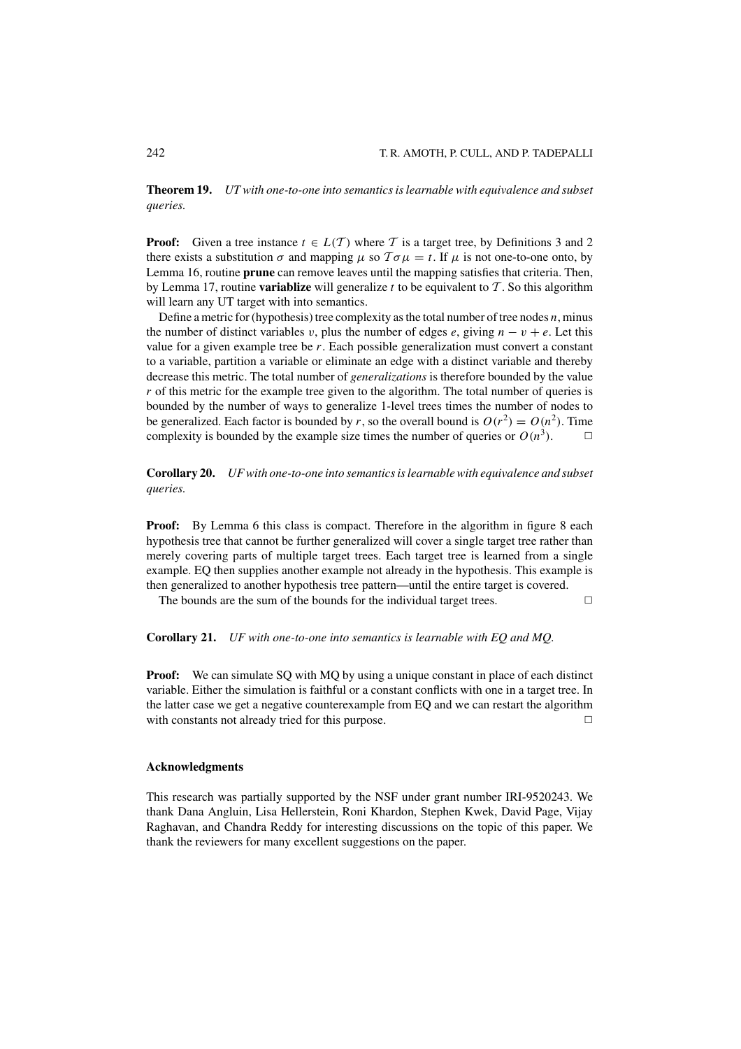**Theorem 19.** *UT with one-to-one into semantics is learnable with equivalence and subset queries.*

**Proof:** Given a tree instance $t \in L(\mathcal{T})$ where $\mathcal{T}$ is a target tree, by Definitions 3 and 2 there exists a substitution $\sigma$ and mapping $\mu$ so $\mathcal{T}\sigma\mu = t$. If $\mu$ is not one-to-one onto, by Lemma 16, routine **prune** can remove leaves until the mapping satisfies that criteria. Then, by Lemma 17, routine **variablize** will generalize $t$ to be equivalent to $\mathcal{T}$. So this algorithm will learn any UT target with into semantics.

Define a metric for (hypothesis) tree complexity as the total number of tree nodes $n$, minus the number of distinct variables $v$, plus the number of edges $e$, giving $n - v + e$. Let this value for a given example tree be $r$. Each possible generalization must convert a constant to a variable, partition a variable or eliminate an edge with a distinct variable and thereby decrease this metric. The total number of *generalizations* is therefore bounded by the value $r$ of this metric for the example tree given to the algorithm. The total number of queries is bounded by the number of ways to generalize 1-level trees times the number of nodes to be generalized. Each factor is bounded by $r$, so the overall bound is $O(r^2) = O(n^2)$. Time complexity is bounded by the example size times the number of queries or $O(n^3)$. □

**Corollary 20.** *UF with one-to-one into semantics is learnable with equivalence and subset queries.*

**Proof:** By Lemma 6 this class is compact. Therefore in the algorithm in figure 8 each hypothesis tree that cannot be further generalized will cover a single target tree rather than merely covering parts of multiple target trees. Each target tree is learned from a single example. EQ then supplies another example not already in the hypothesis. This example is then generalized to another hypothesis tree pattern—until the entire target is covered.

The bounds are the sum of the bounds for the individual target trees. □

**Corollary 21.** *UF with one-to-one into semantics is learnable with EQ and MQ.*

**Proof:** We can simulate SQ with MQ by using a unique constant in place of each distinct variable. Either the simulation is faithful or a constant conflicts with one in a target tree. In the latter case we get a negative counterexample from EQ and we can restart the algorithm with constants not already tried for this purpose. □

## Acknowledgments

This research was partially supported by the NSF under grant number IRI-9520243. We thank Dana Angluin, Lisa Hellerstein, Roni Khardon, Stephen Kwek, David Page, Vijay Raghavan, and Chandra Reddy for interesting discussions on the topic of this paper. We thank the reviewers for many excellent suggestions on the paper.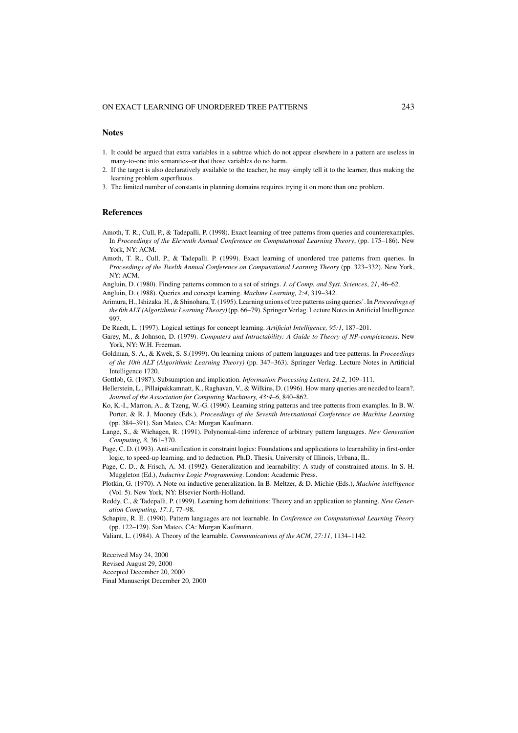## Notes

1. It could be argued that extra variables in a subtree which do not appear elsewhere in a pattern are useless in many-to-one into semantics–or that those variables do no harm.
2. If the target is also declaratively available to the teacher, he may simply tell it to the learner, thus making the learning problem superfluous.
3. The limited number of constants in planning domains requires trying it on more than one problem.

## References

Amoth, T. R., Cull, P., & Tadepalli, P. (1998). Exact learning of tree patterns from queries and counterexamples. In *Proceedings of the Eleventh Annual Conference on Computational Learning Theory*, (pp. 175–186). New York, NY: ACM.

Amoth, T. R., Cull, P., & Tadepalli. P. (1999). Exact learning of unordered tree patterns from queries. In *Proceedings of the Twelth Annual Conference on Computational Learning Theory* (pp. 323–332). New York, NY: ACM.

Angluin, D. (1980). Finding patterns common to a set of strings. *J. of Comp. and Syst. Sciences*, *21*, 46–62.

Angluin, D. (1988). Queries and concept learning. *Machine Learning, 2:4*, 319–342.

Arimura, H., Ishizaka. H., & Shinohara, T. (1995). Learning unions of tree patterns using queries'. In *Proceedings of the 6th ALT (Algorithmic Learning Theory)* (pp. 66–79). Springer Verlag. Lecture Notes in Artificial Intelligence 997.

De Raedt, L. (1997). Logical settings for concept learning. *Artificial Intelligence, 95:1*, 187–201.

Garey, M., & Johnson, D. (1979). *Computers and Intractability: A Guide to Theory of NP-completeness*. New York, NY: W.H. Freeman.

Goldman, S. A., & Kwek, S. S.(1999). On learning unions of pattern languages and tree patterns. In *Proceedings of the 10th ALT (Algorithmic Learning Theory)* (pp. 347–363). Springer Verlag. Lecture Notes in Artificial Intelligence 1720.

Gottlob, G. (1987). Subsumption and implication. *Information Processing Letters, 24:2*, 109–111.

Hellerstein, L., Pillaipakkamnatt, K., Raghavan, V., & Wilkins, D. (1996). How many queries are needed to learn?. *Journal of the Association for Computing Machinery, 43:4–6*, 840–862.

Ko, K.-I., Marron, A., & Tzeng, W.-G. (1990). Learning string patterns and tree patterns from examples. In B. W. Porter, & R. J. Mooney (Eds.), *Proceedings of the Seventh International Conference on Machine Learning* (pp. 384–391). San Mateo, CA: Morgan Kaufmann.

Lange, S., & Wiehagen, R. (1991). Polynomial-time inference of arbitrary pattern languages. *New Generation Computing, 8*, 361–370.

Page, C. D. (1993). Anti-unification in constraint logics: Foundations and applications to learnability in first-order logic, to speed-up learning, and to deduction. Ph.D. Thesis, University of Illinois, Urbana, IL.

Page, C. D., & Frisch, A. M. (1992). Generalization and learnability: A study of constrained atoms. In S. H. Muggleton (Ed.), *Inductive Logic Programming*. London: Academic Press.

Plotkin, G. (1970). A Note on inductive generalization. In B. Meltzer, & D. Michie (Eds.), *Machine intelligence* (Vol. 5). New York, NY: Elsevier North-Holland.

Reddy, C., & Tadepalli, P. (1999). Learning horn definitions: Theory and an application to planning. *New Generation Computing, 17:1*, 77–98.

Schapire, R. E. (1990). Pattern languages are not learnable. In *Conference on Computational Learning Theory* (pp. 122–129). San Mateo, CA: Morgan Kaufmann.

Valiant, L. (1984). A Theory of the learnable. *Communications of the ACM, 27:11*, 1134–1142.

Received May 24, 2000
Revised August 29, 2000
Accepted December 20, 2000
Final Manuscript December 20, 2000